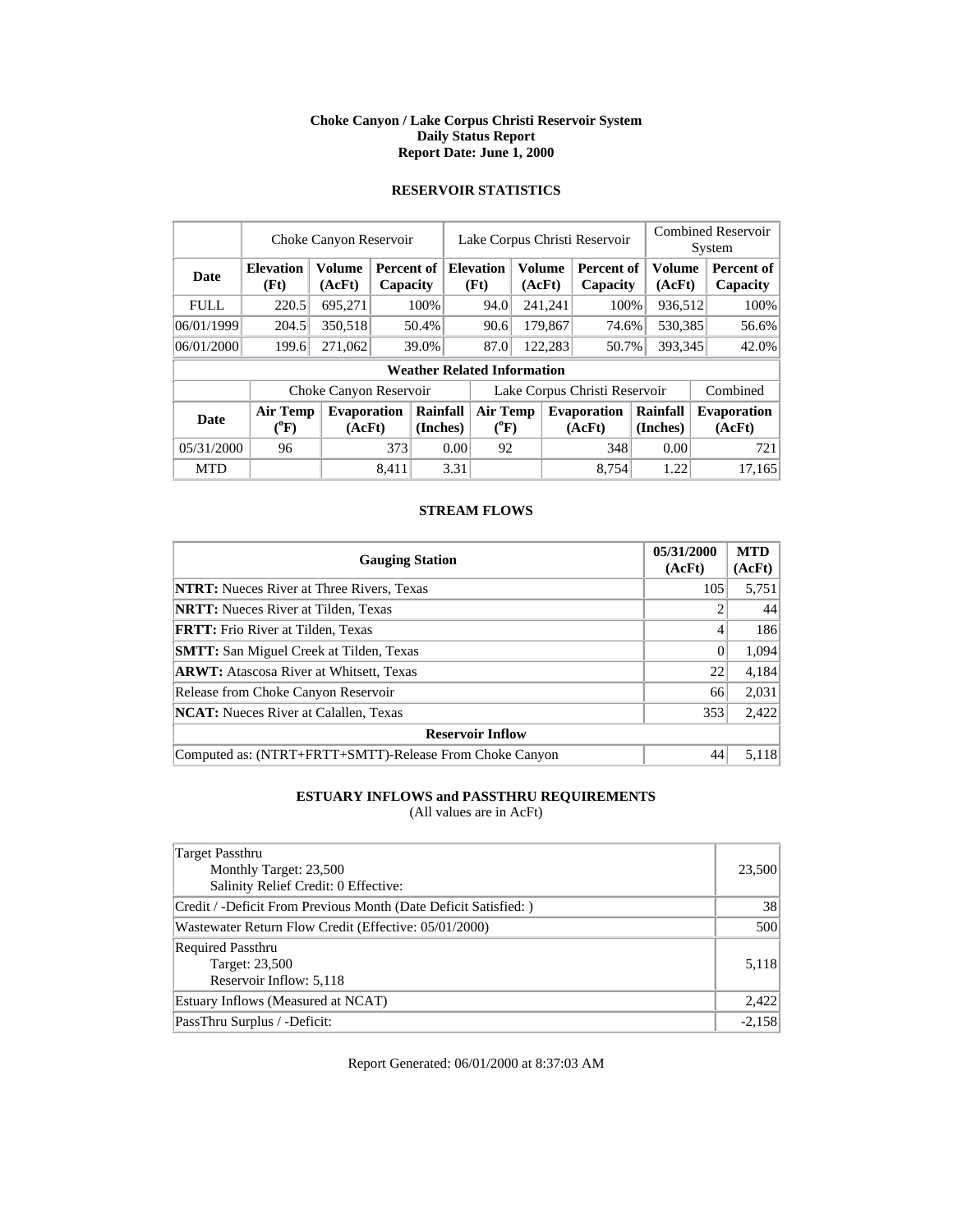**Choke Canyon / Lake Corpus Christi Reservoir System**
**Daily Status Report**
**Report Date: June 1, 2000**

## RESERVOIR STATISTICS

| | Choke Canyon Reservoir | | | Lake Corpus Christi Reservoir | | | Combined Reservoir System | |
|---|---|---|---|---|---|---|---|---|
| **Date** | **Elevation (Ft)** | **Volume (AcFt)** | **Percent of Capacity** | **Elevation (Ft)** | **Volume (AcFt)** | **Percent of Capacity** | **Volume (AcFt)** | **Percent of Capacity** |
| FULL | 220.5 | 695,271 | 100% | 94.0 | 241,241 | 100% | 936,512 | 100% |
| 06/01/1999 | 204.5 | 350,518 | 50.4% | 90.6 | 179,867 | 74.6% | 530,385 | 56.6% |
| 06/01/2000 | 199.6 | 271,062 | 39.0% | 87.0 | 122,283 | 50.7% | 393,345 | 42.0% |

**Weather Related Information**

| | Choke Canyon Reservoir | | | Lake Corpus Christi Reservoir | | | Combined |
|---|---|---|---|---|---|---|---|
| **Date** | **Air Temp (°F)** | **Evaporation (AcFt)** | **Rainfall (Inches)** | **Air Temp (°F)** | **Evaporation (AcFt)** | **Rainfall (Inches)** | **Evaporation (AcFt)** |
| 05/31/2000 | 96 | 373 | 0.00 | 92 | 348 | 0.00 | 721 |
| MTD | | 8,411 | 3.31 | | 8,754 | 1.22 | 17,165 |

## STREAM FLOWS

| Gauging Station | 05/31/2000 (AcFt) | MTD (AcFt) |
|---|---|---|
| **NTRT:** Nueces River at Three Rivers, Texas | 105 | 5,751 |
| **NRTT:** Nueces River at Tilden, Texas | 2 | 44 |
| **FRTT:** Frio River at Tilden, Texas | 4 | 186 |
| **SMTT:** San Miguel Creek at Tilden, Texas | 0 | 1,094 |
| **ARWT:** Atascosa River at Whitsett, Texas | 22 | 4,184 |
| Release from Choke Canyon Reservoir | 66 | 2,031 |
| **NCAT:** Nueces River at Calallen, Texas | 353 | 2,422 |
| **Reservoir Inflow** | | |
| Computed as: (NTRT+FRTT+SMTT)-Release From Choke Canyon | 44 | 5,118 |

## ESTUARY INFLOWS and PASSTHRU REQUIREMENTS

(All values are in AcFt)

| | |
|---|---|
| Target Passthru<br>Monthly Target: 23,500<br>Salinity Relief Credit: 0 Effective: | 23,500 |
| Credit / -Deficit From Previous Month (Date Deficit Satisfied: ) | 38 |
| Wastewater Return Flow Credit (Effective: 05/01/2000) | 500 |
| Required Passthru<br>Target: 23,500<br>Reservoir Inflow: 5,118 | 5,118 |
| Estuary Inflows (Measured at NCAT) | 2,422 |
| PassThru Surplus / -Deficit: | -2,158 |

Report Generated: 06/01/2000 at 8:37:03 AM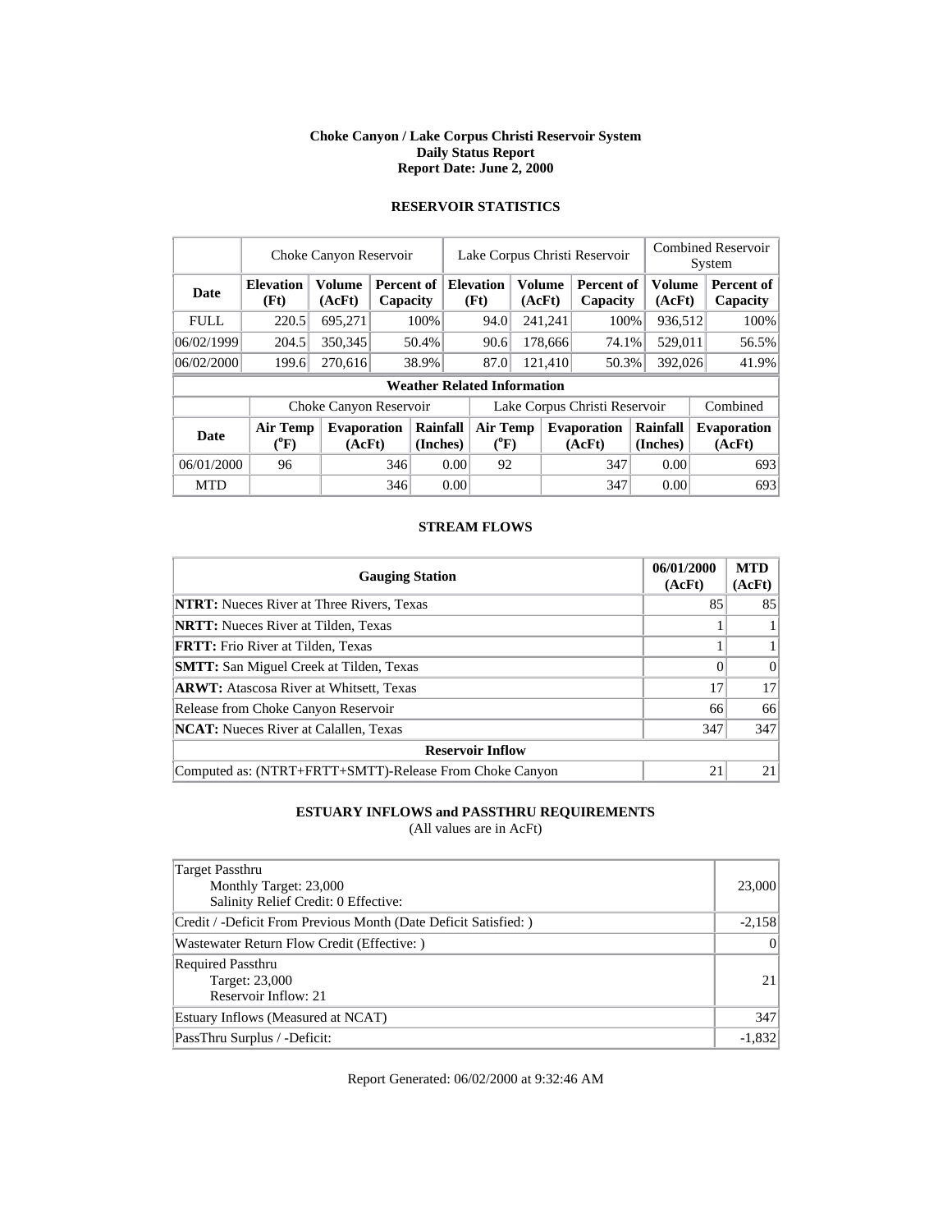# Choke Canyon / Lake Corpus Christi Reservoir System
## Daily Status Report
## Report Date: June 2, 2000

### RESERVOIR STATISTICS

| | Choke Canyon Reservoir | | | Lake Corpus Christi Reservoir | | | Combined Reservoir System | |
|---|---|---|---|---|---|---|---|---|
| Date | Elevation (Ft) | Volume (AcFt) | Percent of Capacity | Elevation (Ft) | Volume (AcFt) | Percent of Capacity | Volume (AcFt) | Percent of Capacity |
| FULL | 220.5 | 695,271 | 100% | 94.0 | 241,241 | 100% | 936,512 | 100% |
| 06/02/1999 | 204.5 | 350,345 | 50.4% | 90.6 | 178,666 | 74.1% | 529,011 | 56.5% |
| 06/02/2000 | 199.6 | 270,616 | 38.9% | 87.0 | 121,410 | 50.3% | 392,026 | 41.9% |

**Weather Related Information**

| | Choke Canyon Reservoir | | | Lake Corpus Christi Reservoir | | | Combined |
|---|---|---|---|---|---|---|---|
| Date | Air Temp (°F) | Evaporation (AcFt) | Rainfall (Inches) | Air Temp (°F) | Evaporation (AcFt) | Rainfall (Inches) | Evaporation (AcFt) |
| 06/01/2000 | 96 | 346 | 0.00 | 92 | 347 | 0.00 | 693 |
| MTD | | 346 | 0.00 | | 347 | 0.00 | 693 |

### STREAM FLOWS

| Gauging Station | 06/01/2000 (AcFt) | MTD (AcFt) |
|---|---|---|
| **NTRT:** Nueces River at Three Rivers, Texas | 85 | 85 |
| **NRTT:** Nueces River at Tilden, Texas | 1 | 1 |
| **FRTT:** Frio River at Tilden, Texas | 1 | 1 |
| **SMTT:** San Miguel Creek at Tilden, Texas | 0 | 0 |
| **ARWT:** Atascosa River at Whitsett, Texas | 17 | 17 |
| Release from Choke Canyon Reservoir | 66 | 66 |
| **NCAT:** Nueces River at Calallen, Texas | 347 | 347 |
| **Reservoir Inflow** | | |
| Computed as: (NTRT+FRTT+SMTT)-Release From Choke Canyon | 21 | 21 |

### ESTUARY INFLOWS and PASSTHRU REQUIREMENTS
(All values are in AcFt)

| | |
|---|---|
| Target Passthru<br>Monthly Target: 23,000<br>Salinity Relief Credit: 0 Effective: | 23,000 |
| Credit / -Deficit From Previous Month (Date Deficit Satisfied: ) | -2,158 |
| Wastewater Return Flow Credit (Effective: ) | 0 |
| Required Passthru<br>Target: 23,000<br>Reservoir Inflow: 21 | 21 |
| Estuary Inflows (Measured at NCAT) | 347 |
| PassThru Surplus / -Deficit: | -1,832 |

Report Generated: 06/02/2000 at 9:32:46 AM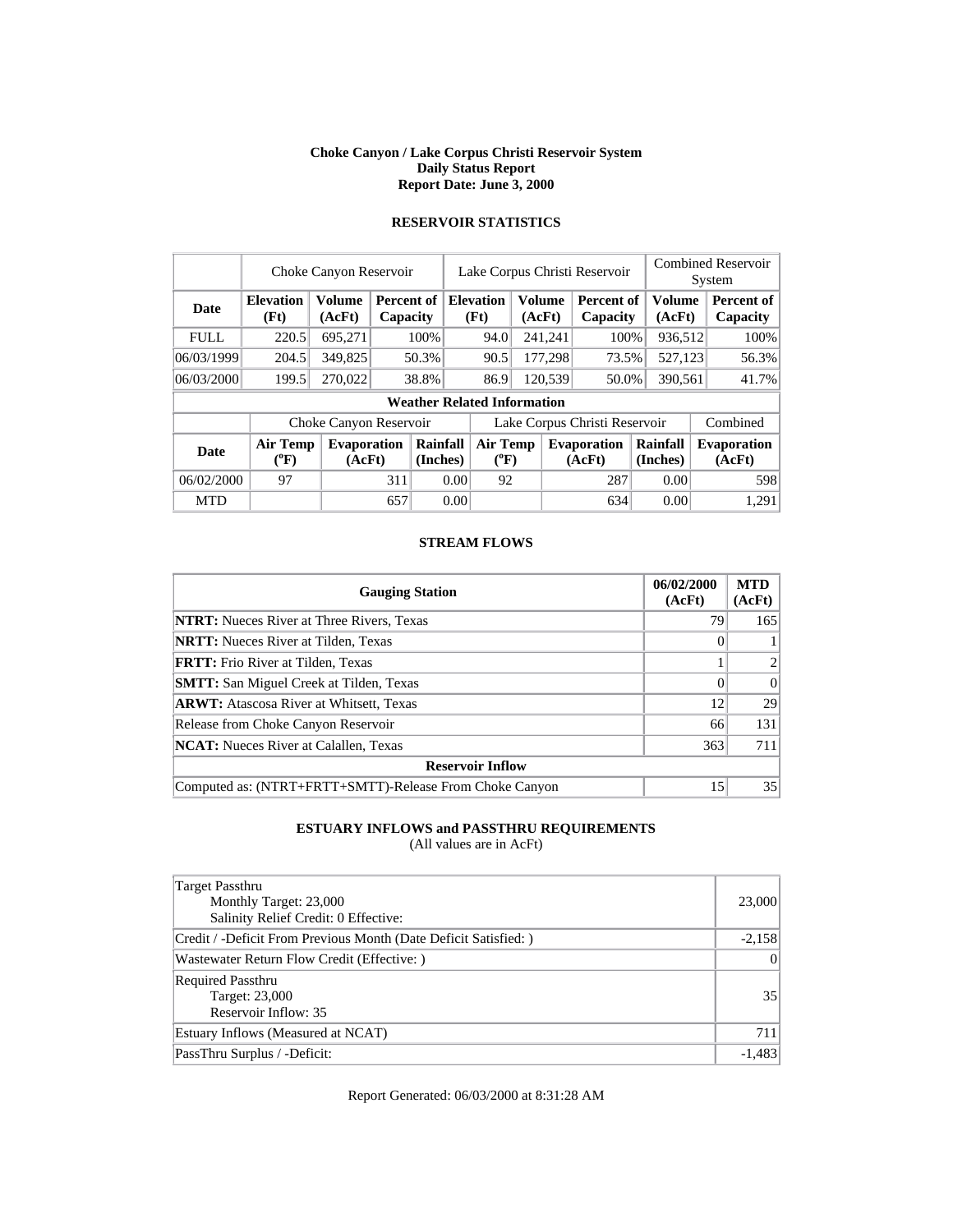# Choke Canyon / Lake Corpus Christi Reservoir System
## Daily Status Report
### Report Date: June 3, 2000

## RESERVOIR STATISTICS

| | Choke Canyon Reservoir | | | Lake Corpus Christi Reservoir | | | Combined Reservoir System | |
|---|---|---|---|---|---|---|---|---|
| **Date** | **Elevation (Ft)** | **Volume (AcFt)** | **Percent of Capacity** | **Elevation (Ft)** | **Volume (AcFt)** | **Percent of Capacity** | **Volume (AcFt)** | **Percent of Capacity** |
| FULL | 220.5 | 695,271 | 100% | 94.0 | 241,241 | 100% | 936,512 | 100% |
| 06/03/1999 | 204.5 | 349,825 | 50.3% | 90.5 | 177,298 | 73.5% | 527,123 | 56.3% |
| 06/03/2000 | 199.5 | 270,022 | 38.8% | 86.9 | 120,539 | 50.0% | 390,561 | 41.7% |

**Weather Related Information**

| | Choke Canyon Reservoir | | | Lake Corpus Christi Reservoir | | | Combined |
|---|---|---|---|---|---|---|---|
| **Date** | **Air Temp (°F)** | **Evaporation (AcFt)** | **Rainfall (Inches)** | **Air Temp (°F)** | **Evaporation (AcFt)** | **Rainfall (Inches)** | **Evaporation (AcFt)** |
| 06/02/2000 | 97 | 311 | 0.00 | 92 | 287 | 0.00 | 598 |
| MTD | | 657 | 0.00 | | 634 | 0.00 | 1,291 |

## STREAM FLOWS

| Gauging Station | 06/02/2000 (AcFt) | MTD (AcFt) |
|---|---|---|
| **NTRT:** Nueces River at Three Rivers, Texas | 79 | 165 |
| **NRTT:** Nueces River at Tilden, Texas | 0 | 1 |
| **FRTT:** Frio River at Tilden, Texas | 1 | 2 |
| **SMTT:** San Miguel Creek at Tilden, Texas | 0 | 0 |
| **ARWT:** Atascosa River at Whitsett, Texas | 12 | 29 |
| Release from Choke Canyon Reservoir | 66 | 131 |
| **NCAT:** Nueces River at Calallen, Texas | 363 | 711 |
| **Reservoir Inflow** | | |
| Computed as: (NTRT+FRTT+SMTT)-Release From Choke Canyon | 15 | 35 |

## ESTUARY INFLOWS and PASSTHRU REQUIREMENTS
(All values are in AcFt)

| | |
|---|---|
| Target Passthru<br>Monthly Target: 23,000<br>Salinity Relief Credit: 0 Effective: | 23,000 |
| Credit / -Deficit From Previous Month (Date Deficit Satisfied: ) | -2,158 |
| Wastewater Return Flow Credit (Effective: ) | 0 |
| Required Passthru<br>Target: 23,000<br>Reservoir Inflow: 35 | 35 |
| Estuary Inflows (Measured at NCAT) | 711 |
| PassThru Surplus / -Deficit: | -1,483 |

Report Generated: 06/03/2000 at 8:31:28 AM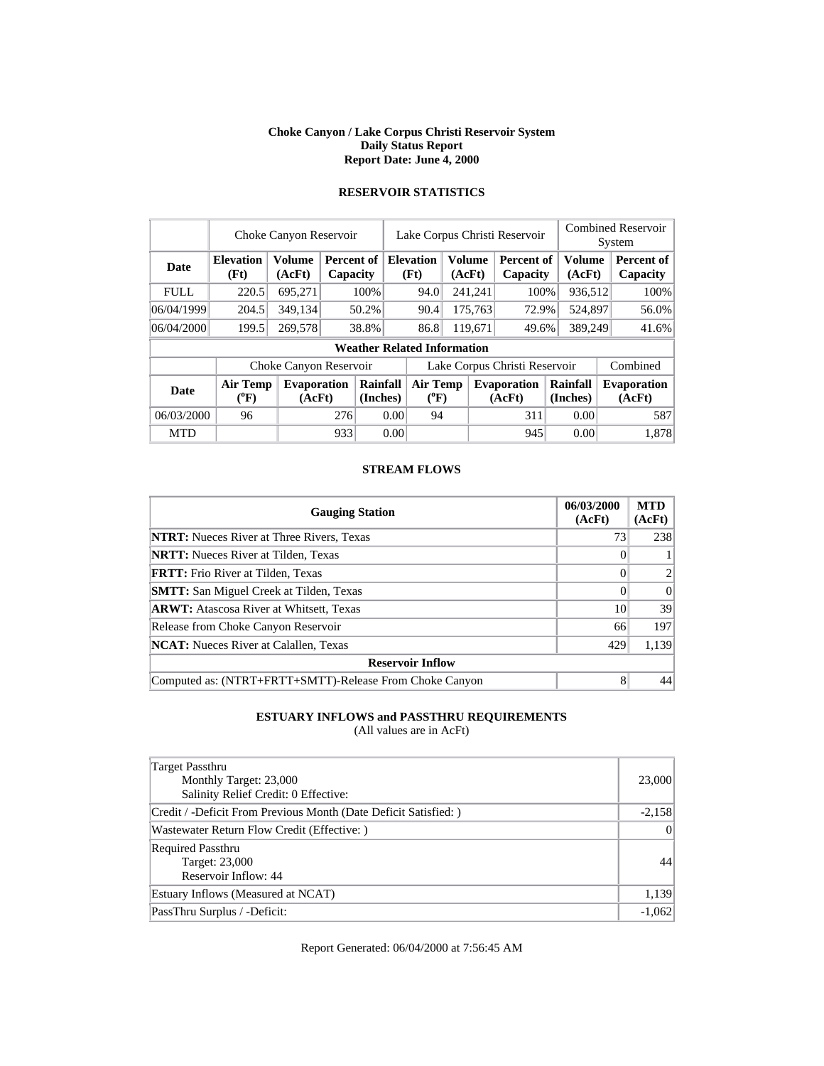# Choke Canyon / Lake Corpus Christi Reservoir System
## Daily Status Report
## Report Date: June 4, 2000

### RESERVOIR STATISTICS

| | Choke Canyon Reservoir | | | Lake Corpus Christi Reservoir | | | Combined Reservoir System | |
|---|---|---|---|---|---|---|---|---|
| **Date** | **Elevation (Ft)** | **Volume (AcFt)** | **Percent of Capacity** | **Elevation (Ft)** | **Volume (AcFt)** | **Percent of Capacity** | **Volume (AcFt)** | **Percent of Capacity** |
| FULL | 220.5 | 695,271 | 100% | 94.0 | 241,241 | 100% | 936,512 | 100% |
| 06/04/1999 | 204.5 | 349,134 | 50.2% | 90.4 | 175,763 | 72.9% | 524,897 | 56.0% |
| 06/04/2000 | 199.5 | 269,578 | 38.8% | 86.8 | 119,671 | 49.6% | 389,249 | 41.6% |

**Weather Related Information**

| | Choke Canyon Reservoir | | | Lake Corpus Christi Reservoir | | | Combined |
|---|---|---|---|---|---|---|---|
| **Date** | **Air Temp (°F)** | **Evaporation (AcFt)** | **Rainfall (Inches)** | **Air Temp (°F)** | **Evaporation (AcFt)** | **Rainfall (Inches)** | **Evaporation (AcFt)** |
| 06/03/2000 | 96 | 276 | 0.00 | 94 | 311 | 0.00 | 587 |
| MTD | | 933 | 0.00 | | 945 | 0.00 | 1,878 |

### STREAM FLOWS

| Gauging Station | 06/03/2000 (AcFt) | MTD (AcFt) |
|---|---|---|
| **NTRT:** Nueces River at Three Rivers, Texas | 73 | 238 |
| **NRTT:** Nueces River at Tilden, Texas | 0 | 1 |
| **FRTT:** Frio River at Tilden, Texas | 0 | 2 |
| **SMTT:** San Miguel Creek at Tilden, Texas | 0 | 0 |
| **ARWT:** Atascosa River at Whitsett, Texas | 10 | 39 |
| Release from Choke Canyon Reservoir | 66 | 197 |
| **NCAT:** Nueces River at Calallen, Texas | 429 | 1,139 |
| **Reservoir Inflow** | | |
| Computed as: (NTRT+FRTT+SMTT)-Release From Choke Canyon | 8 | 44 |

### ESTUARY INFLOWS and PASSTHRU REQUIREMENTS
(All values are in AcFt)

| Item | Value |
|---|---|
| Target Passthru<br>Monthly Target: 23,000<br>Salinity Relief Credit: 0 Effective: | 23,000 |
| Credit / -Deficit From Previous Month (Date Deficit Satisfied: ) | -2,158 |
| Wastewater Return Flow Credit (Effective: ) | 0 |
| Required Passthru<br>Target: 23,000<br>Reservoir Inflow: 44 | 44 |
| Estuary Inflows (Measured at NCAT) | 1,139 |
| PassThru Surplus / -Deficit: | -1,062 |

Report Generated: 06/04/2000 at 7:56:45 AM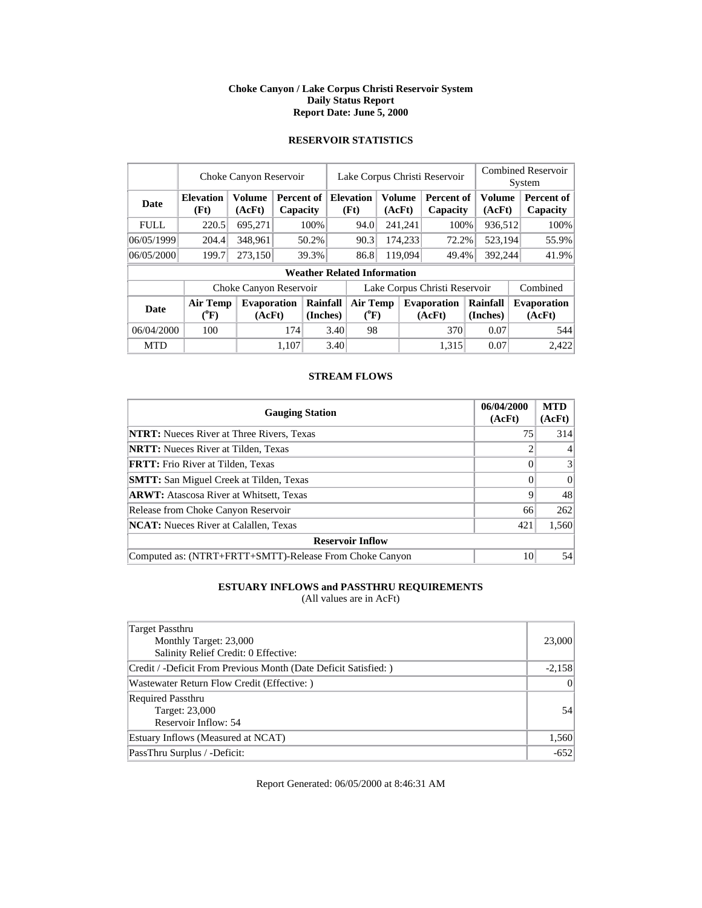**Choke Canyon / Lake Corpus Christi Reservoir System**
**Daily Status Report**
**Report Date: June 5, 2000**

## RESERVOIR STATISTICS

| | Choke Canyon Reservoir | | | Lake Corpus Christi Reservoir | | | Combined Reservoir System | |
|---|---|---|---|---|---|---|---|---|
| **Date** | **Elevation (Ft)** | **Volume (AcFt)** | **Percent of Capacity** | **Elevation (Ft)** | **Volume (AcFt)** | **Percent of Capacity** | **Volume (AcFt)** | **Percent of Capacity** |
| FULL | 220.5 | 695,271 | 100% | 94.0 | 241,241 | 100% | 936,512 | 100% |
| 06/05/1999 | 204.4 | 348,961 | 50.2% | 90.3 | 174,233 | 72.2% | 523,194 | 55.9% |
| 06/05/2000 | 199.7 | 273,150 | 39.3% | 86.8 | 119,094 | 49.4% | 392,244 | 41.9% |

**Weather Related Information**

| | Choke Canyon Reservoir | | | Lake Corpus Christi Reservoir | | | Combined |
|---|---|---|---|---|---|---|---|
| **Date** | **Air Temp (°F)** | **Evaporation (AcFt)** | **Rainfall (Inches)** | **Air Temp (°F)** | **Evaporation (AcFt)** | **Rainfall (Inches)** | **Evaporation (AcFt)** |
| 06/04/2000 | 100 | 174 | 3.40 | 98 | 370 | 0.07 | 544 |
| MTD | | 1,107 | 3.40 | | 1,315 | 0.07 | 2,422 |

## STREAM FLOWS

| Gauging Station | 06/04/2000 (AcFt) | MTD (AcFt) |
|---|---|---|
| **NTRT:** Nueces River at Three Rivers, Texas | 75 | 314 |
| **NRTT:** Nueces River at Tilden, Texas | 2 | 4 |
| **FRTT:** Frio River at Tilden, Texas | 0 | 3 |
| **SMTT:** San Miguel Creek at Tilden, Texas | 0 | 0 |
| **ARWT:** Atascosa River at Whitsett, Texas | 9 | 48 |
| Release from Choke Canyon Reservoir | 66 | 262 |
| **NCAT:** Nueces River at Calallen, Texas | 421 | 1,560 |
| **Reservoir Inflow** | | |
| Computed as: (NTRT+FRTT+SMTT)-Release From Choke Canyon | 10 | 54 |

## ESTUARY INFLOWS and PASSTHRU REQUIREMENTS

(All values are in AcFt)

| | |
|---|---|
| Target Passthru<br>Monthly Target: 23,000<br>Salinity Relief Credit: 0 Effective: | 23,000 |
| Credit / -Deficit From Previous Month (Date Deficit Satisfied: ) | -2,158 |
| Wastewater Return Flow Credit (Effective: ) | 0 |
| Required Passthru<br>Target: 23,000<br>Reservoir Inflow: 54 | 54 |
| Estuary Inflows (Measured at NCAT) | 1,560 |
| PassThru Surplus / -Deficit: | -652 |

Report Generated: 06/05/2000 at 8:46:31 AM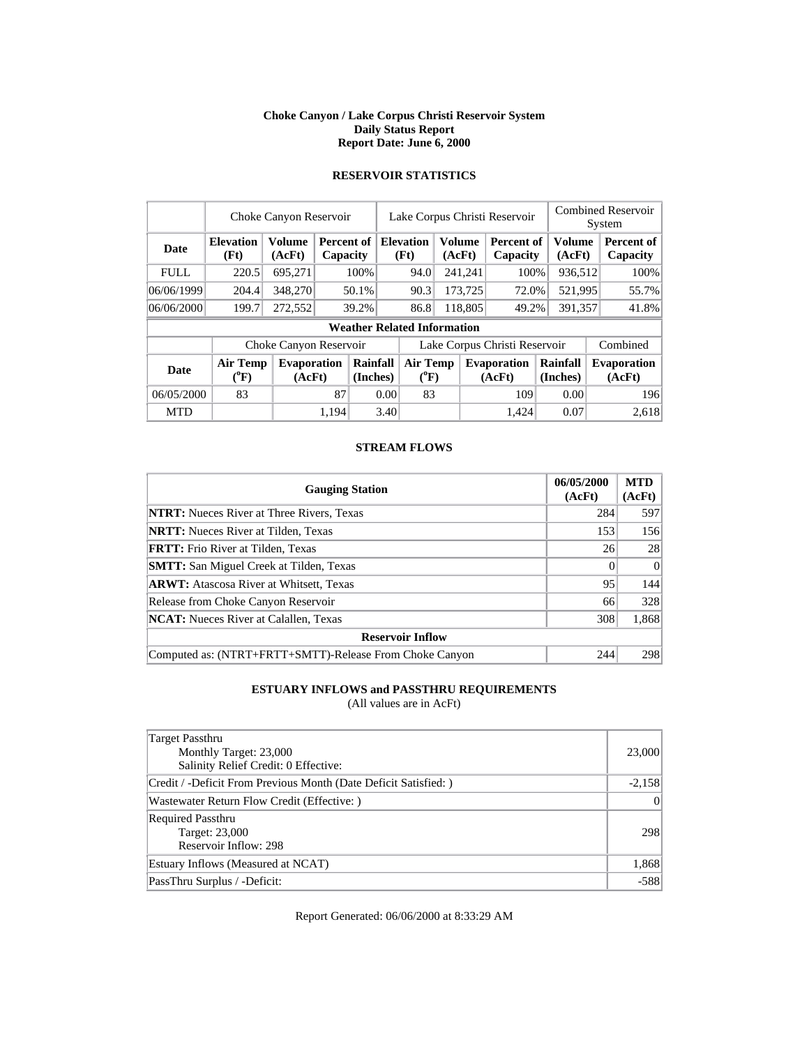**Choke Canyon / Lake Corpus Christi Reservoir System**
**Daily Status Report**
**Report Date: June 6, 2000**

## RESERVOIR STATISTICS

| | Choke Canyon Reservoir | | | Lake Corpus Christi Reservoir | | | Combined Reservoir System | |
|---|---|---|---|---|---|---|---|---|
| **Date** | **Elevation (Ft)** | **Volume (AcFt)** | **Percent of Capacity** | **Elevation (Ft)** | **Volume (AcFt)** | **Percent of Capacity** | **Volume (AcFt)** | **Percent of Capacity** |
| FULL | 220.5 | 695,271 | 100% | 94.0 | 241,241 | 100% | 936,512 | 100% |
| 06/06/1999 | 204.4 | 348,270 | 50.1% | 90.3 | 173,725 | 72.0% | 521,995 | 55.7% |
| 06/06/2000 | 199.7 | 272,552 | 39.2% | 86.8 | 118,805 | 49.2% | 391,357 | 41.8% |

**Weather Related Information**

| | Choke Canyon Reservoir | | | Lake Corpus Christi Reservoir | | | Combined |
|---|---|---|---|---|---|---|---|
| **Date** | **Air Temp (°F)** | **Evaporation (AcFt)** | **Rainfall (Inches)** | **Air Temp (°F)** | **Evaporation (AcFt)** | **Rainfall (Inches)** | **Evaporation (AcFt)** |
| 06/05/2000 | 83 | 87 | 0.00 | 83 | 109 | 0.00 | 196 |
| MTD | | 1,194 | 3.40 | | 1,424 | 0.07 | 2,618 |

## STREAM FLOWS

| Gauging Station | 06/05/2000 (AcFt) | MTD (AcFt) |
|---|---|---|
| **NTRT:** Nueces River at Three Rivers, Texas | 284 | 597 |
| **NRTT:** Nueces River at Tilden, Texas | 153 | 156 |
| **FRTT:** Frio River at Tilden, Texas | 26 | 28 |
| **SMTT:** San Miguel Creek at Tilden, Texas | 0 | 0 |
| **ARWT:** Atascosa River at Whitsett, Texas | 95 | 144 |
| Release from Choke Canyon Reservoir | 66 | 328 |
| **NCAT:** Nueces River at Calallen, Texas | 308 | 1,868 |
| **Reservoir Inflow** | | |
| Computed as: (NTRT+FRTT+SMTT)-Release From Choke Canyon | 244 | 298 |

## ESTUARY INFLOWS and PASSTHRU REQUIREMENTS

(All values are in AcFt)

| | |
|---|---|
| Target Passthru<br>Monthly Target: 23,000<br>Salinity Relief Credit: 0 Effective: | 23,000 |
| Credit / -Deficit From Previous Month (Date Deficit Satisfied: ) | -2,158 |
| Wastewater Return Flow Credit (Effective: ) | 0 |
| Required Passthru<br>Target: 23,000<br>Reservoir Inflow: 298 | 298 |
| Estuary Inflows (Measured at NCAT) | 1,868 |
| PassThru Surplus / -Deficit: | -588 |

Report Generated: 06/06/2000 at 8:33:29 AM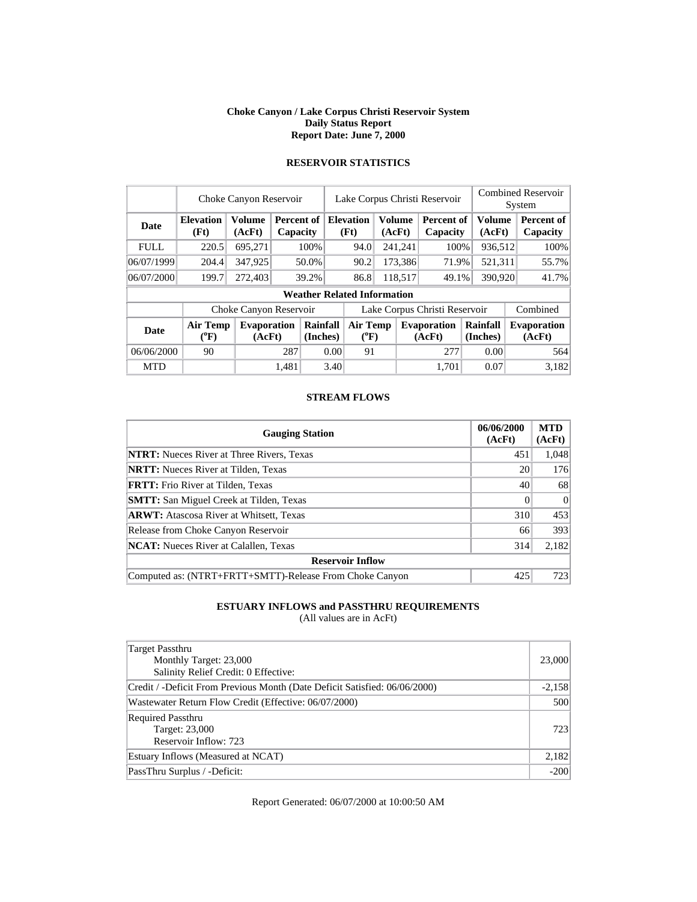**Choke Canyon / Lake Corpus Christi Reservoir System**
**Daily Status Report**
**Report Date: June 7, 2000**

## RESERVOIR STATISTICS

| | Choke Canyon Reservoir | | | Lake Corpus Christi Reservoir | | | Combined Reservoir System | |
|---|---|---|---|---|---|---|---|---|
| **Date** | **Elevation (Ft)** | **Volume (AcFt)** | **Percent of Capacity** | **Elevation (Ft)** | **Volume (AcFt)** | **Percent of Capacity** | **Volume (AcFt)** | **Percent of Capacity** |
| FULL | 220.5 | 695,271 | 100% | 94.0 | 241,241 | 100% | 936,512 | 100% |
| 06/07/1999 | 204.4 | 347,925 | 50.0% | 90.2 | 173,386 | 71.9% | 521,311 | 55.7% |
| 06/07/2000 | 199.7 | 272,403 | 39.2% | 86.8 | 118,517 | 49.1% | 390,920 | 41.7% |

**Weather Related Information**

| | Choke Canyon Reservoir | | | Lake Corpus Christi Reservoir | | | Combined |
|---|---|---|---|---|---|---|---|
| **Date** | **Air Temp (°F)** | **Evaporation (AcFt)** | **Rainfall (Inches)** | **Air Temp (°F)** | **Evaporation (AcFt)** | **Rainfall (Inches)** | **Evaporation (AcFt)** |
| 06/06/2000 | 90 | 287 | 0.00 | 91 | 277 | 0.00 | 564 |
| MTD | | 1,481 | 3.40 | | 1,701 | 0.07 | 3,182 |

## STREAM FLOWS

| Gauging Station | 06/06/2000 (AcFt) | MTD (AcFt) |
|---|---|---|
| **NTRT:** Nueces River at Three Rivers, Texas | 451 | 1,048 |
| **NRTT:** Nueces River at Tilden, Texas | 20 | 176 |
| **FRTT:** Frio River at Tilden, Texas | 40 | 68 |
| **SMTT:** San Miguel Creek at Tilden, Texas | 0 | 0 |
| **ARWT:** Atascosa River at Whitsett, Texas | 310 | 453 |
| Release from Choke Canyon Reservoir | 66 | 393 |
| **NCAT:** Nueces River at Calallen, Texas | 314 | 2,182 |
| **Reservoir Inflow** | | |
| Computed as: (NTRT+FRTT+SMTT)-Release From Choke Canyon | 425 | 723 |

## ESTUARY INFLOWS and PASSTHRU REQUIREMENTS

(All values are in AcFt)

| | |
|---|---|
| Target Passthru<br>Monthly Target: 23,000<br>Salinity Relief Credit: 0 Effective: | 23,000 |
| Credit / -Deficit From Previous Month (Date Deficit Satisfied: 06/06/2000) | -2,158 |
| Wastewater Return Flow Credit (Effective: 06/07/2000) | 500 |
| Required Passthru<br>Target: 23,000<br>Reservoir Inflow: 723 | 723 |
| Estuary Inflows (Measured at NCAT) | 2,182 |
| PassThru Surplus / -Deficit: | -200 |

Report Generated: 06/07/2000 at 10:00:50 AM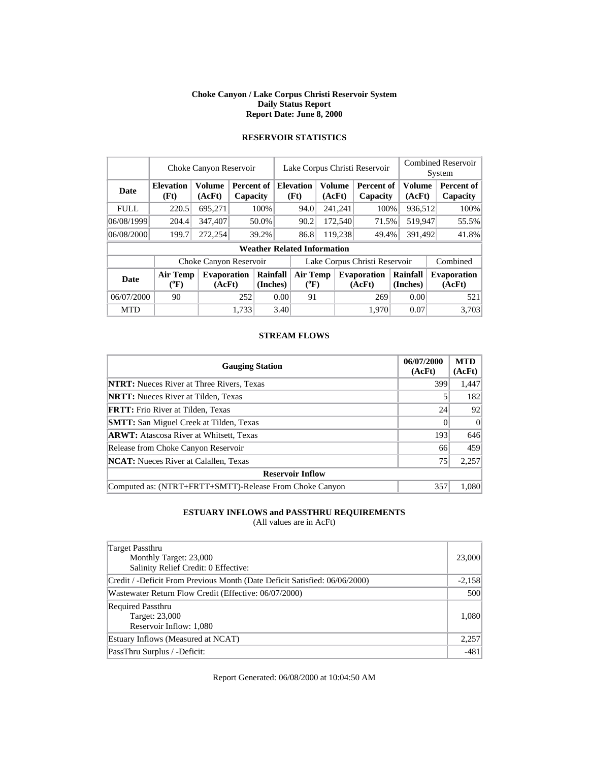# Choke Canyon / Lake Corpus Christi Reservoir System
## Daily Status Report
## Report Date: June 8, 2000

### RESERVOIR STATISTICS

| | Choke Canyon Reservoir | | | Lake Corpus Christi Reservoir | | | Combined Reservoir System | |
|---|---|---|---|---|---|---|---|---|
| **Date** | **Elevation (Ft)** | **Volume (AcFt)** | **Percent of Capacity** | **Elevation (Ft)** | **Volume (AcFt)** | **Percent of Capacity** | **Volume (AcFt)** | **Percent of Capacity** |
| FULL | 220.5 | 695,271 | 100% | 94.0 | 241,241 | 100% | 936,512 | 100% |
| 06/08/1999 | 204.4 | 347,407 | 50.0% | 90.2 | 172,540 | 71.5% | 519,947 | 55.5% |
| 06/08/2000 | 199.7 | 272,254 | 39.2% | 86.8 | 119,238 | 49.4% | 391,492 | 41.8% |

**Weather Related Information**

| | Choke Canyon Reservoir | | | Lake Corpus Christi Reservoir | | | Combined |
|---|---|---|---|---|---|---|---|
| **Date** | **Air Temp (°F)** | **Evaporation (AcFt)** | **Rainfall (Inches)** | **Air Temp (°F)** | **Evaporation (AcFt)** | **Rainfall (Inches)** | **Evaporation (AcFt)** |
| 06/07/2000 | 90 | 252 | 0.00 | 91 | 269 | 0.00 | 521 |
| MTD | | 1,733 | 3.40 | | 1,970 | 0.07 | 3,703 |

### STREAM FLOWS

| Gauging Station | 06/07/2000 (AcFt) | MTD (AcFt) |
|---|---|---|
| **NTRT:** Nueces River at Three Rivers, Texas | 399 | 1,447 |
| **NRTT:** Nueces River at Tilden, Texas | 5 | 182 |
| **FRTT:** Frio River at Tilden, Texas | 24 | 92 |
| **SMTT:** San Miguel Creek at Tilden, Texas | 0 | 0 |
| **ARWT:** Atascosa River at Whitsett, Texas | 193 | 646 |
| Release from Choke Canyon Reservoir | 66 | 459 |
| **NCAT:** Nueces River at Calallen, Texas | 75 | 2,257 |
| **Reservoir Inflow** | | |
| Computed as: (NTRT+FRTT+SMTT)-Release From Choke Canyon | 357 | 1,080 |

### ESTUARY INFLOWS and PASSTHRU REQUIREMENTS
(All values are in AcFt)

| | |
|---|---|
| Target Passthru<br>Monthly Target: 23,000<br>Salinity Relief Credit: 0 Effective: | 23,000 |
| Credit / -Deficit From Previous Month (Date Deficit Satisfied: 06/06/2000) | -2,158 |
| Wastewater Return Flow Credit (Effective: 06/07/2000) | 500 |
| Required Passthru<br>Target: 23,000<br>Reservoir Inflow: 1,080 | 1,080 |
| Estuary Inflows (Measured at NCAT) | 2,257 |
| PassThru Surplus / -Deficit: | -481 |

Report Generated: 06/08/2000 at 10:04:50 AM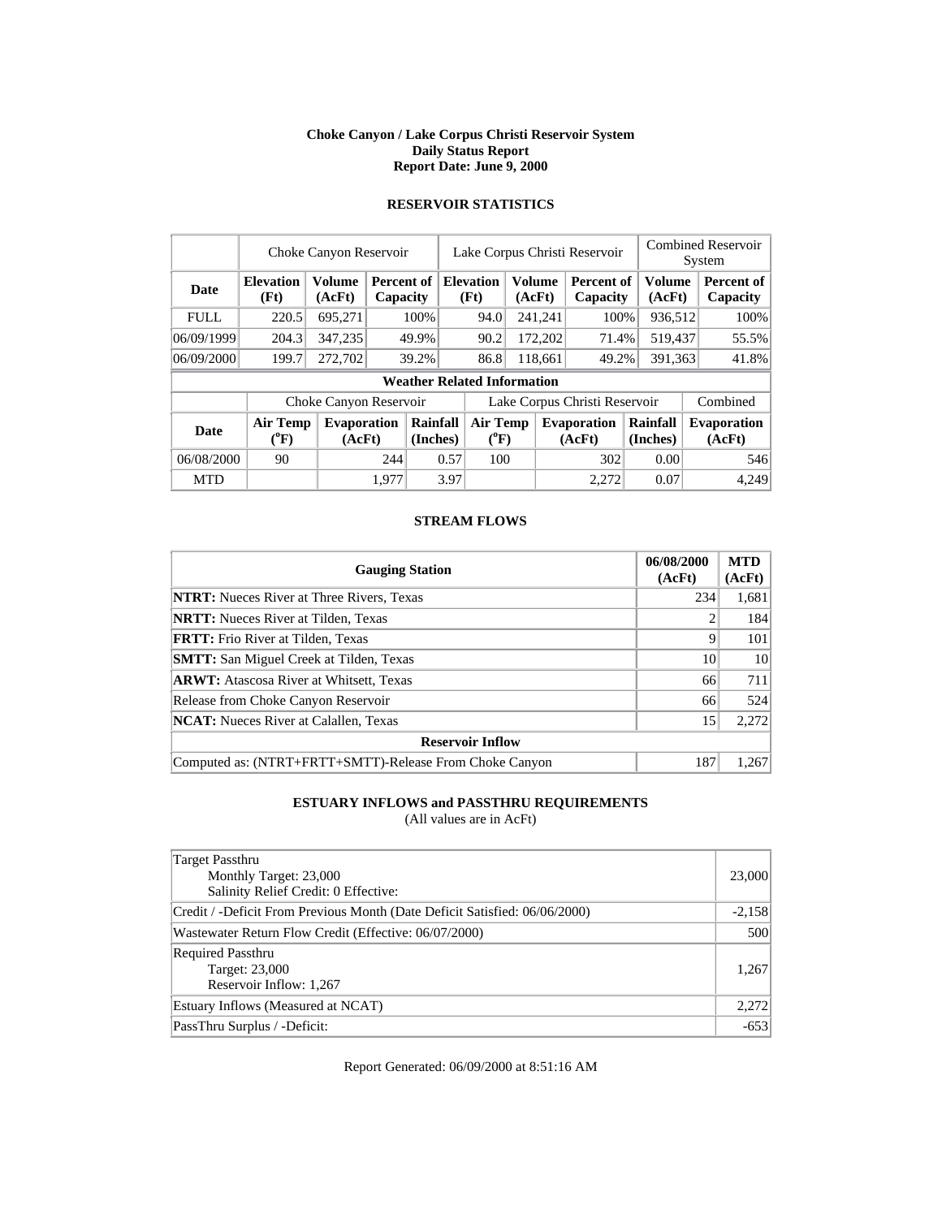# Choke Canyon / Lake Corpus Christi Reservoir System
## Daily Status Report
## Report Date: June 9, 2000

### RESERVOIR STATISTICS

| | Choke Canyon Reservoir | | | Lake Corpus Christi Reservoir | | | Combined Reservoir System | |
|---|---|---|---|---|---|---|---|---|
| **Date** | **Elevation (Ft)** | **Volume (AcFt)** | **Percent of Capacity** | **Elevation (Ft)** | **Volume (AcFt)** | **Percent of Capacity** | **Volume (AcFt)** | **Percent of Capacity** |
| FULL | 220.5 | 695,271 | 100% | 94.0 | 241,241 | 100% | 936,512 | 100% |
| 06/09/1999 | 204.3 | 347,235 | 49.9% | 90.2 | 172,202 | 71.4% | 519,437 | 55.5% |
| 06/09/2000 | 199.7 | 272,702 | 39.2% | 86.8 | 118,661 | 49.2% | 391,363 | 41.8% |

**Weather Related Information**

| | Choke Canyon Reservoir | | | Lake Corpus Christi Reservoir | | | Combined |
|---|---|---|---|---|---|---|---|
| **Date** | **Air Temp (°F)** | **Evaporation (AcFt)** | **Rainfall (Inches)** | **Air Temp (°F)** | **Evaporation (AcFt)** | **Rainfall (Inches)** | **Evaporation (AcFt)** |
| 06/08/2000 | 90 | 244 | 0.57 | 100 | 302 | 0.00 | 546 |
| MTD | | 1,977 | 3.97 | | 2,272 | 0.07 | 4,249 |

### STREAM FLOWS

| Gauging Station | 06/08/2000 (AcFt) | MTD (AcFt) |
|---|---|---|
| **NTRT:** Nueces River at Three Rivers, Texas | 234 | 1,681 |
| **NRTT:** Nueces River at Tilden, Texas | 2 | 184 |
| **FRTT:** Frio River at Tilden, Texas | 9 | 101 |
| **SMTT:** San Miguel Creek at Tilden, Texas | 10 | 10 |
| **ARWT:** Atascosa River at Whitsett, Texas | 66 | 711 |
| Release from Choke Canyon Reservoir | 66 | 524 |
| **NCAT:** Nueces River at Calallen, Texas | 15 | 2,272 |
| **Reservoir Inflow** | | |
| Computed as: (NTRT+FRTT+SMTT)-Release From Choke Canyon | 187 | 1,267 |

### ESTUARY INFLOWS and PASSTHRU REQUIREMENTS

(All values are in AcFt)

| | |
|---|---|
| Target Passthru<br>Monthly Target: 23,000<br>Salinity Relief Credit: 0 Effective: | 23,000 |
| Credit / -Deficit From Previous Month (Date Deficit Satisfied: 06/06/2000) | -2,158 |
| Wastewater Return Flow Credit (Effective: 06/07/2000) | 500 |
| Required Passthru<br>Target: 23,000<br>Reservoir Inflow: 1,267 | 1,267 |
| Estuary Inflows (Measured at NCAT) | 2,272 |
| PassThru Surplus / -Deficit: | -653 |

Report Generated: 06/09/2000 at 8:51:16 AM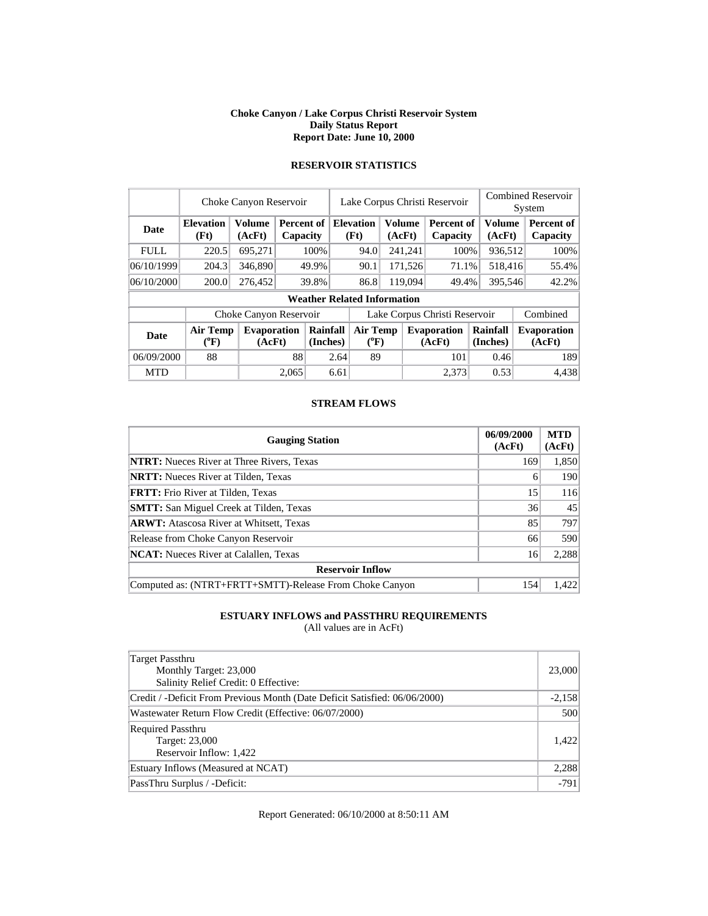# Choke Canyon / Lake Corpus Christi Reservoir System
## Daily Status Report
## Report Date: June 10, 2000

### RESERVOIR STATISTICS

| | Choke Canyon Reservoir | | | Lake Corpus Christi Reservoir | | | Combined Reservoir System | |
|---|---|---|---|---|---|---|---|---|
| **Date** | **Elevation (Ft)** | **Volume (AcFt)** | **Percent of Capacity** | **Elevation (Ft)** | **Volume (AcFt)** | **Percent of Capacity** | **Volume (AcFt)** | **Percent of Capacity** |
| FULL | 220.5 | 695,271 | 100% | 94.0 | 241,241 | 100% | 936,512 | 100% |
| 06/10/1999 | 204.3 | 346,890 | 49.9% | 90.1 | 171,526 | 71.1% | 518,416 | 55.4% |
| 06/10/2000 | 200.0 | 276,452 | 39.8% | 86.8 | 119,094 | 49.4% | 395,546 | 42.2% |

**Weather Related Information**

| | Choke Canyon Reservoir | | | Lake Corpus Christi Reservoir | | | Combined |
|---|---|---|---|---|---|---|---|
| **Date** | **Air Temp (°F)** | **Evaporation (AcFt)** | **Rainfall (Inches)** | **Air Temp (°F)** | **Evaporation (AcFt)** | **Rainfall (Inches)** | **Evaporation (AcFt)** |
| 06/09/2000 | 88 | 88 | 2.64 | 89 | 101 | 0.46 | 189 |
| MTD | | 2,065 | 6.61 | | 2,373 | 0.53 | 4,438 |

### STREAM FLOWS

| Gauging Station | 06/09/2000 (AcFt) | MTD (AcFt) |
|---|---|---|
| **NTRT:** Nueces River at Three Rivers, Texas | 169 | 1,850 |
| **NRTT:** Nueces River at Tilden, Texas | 6 | 190 |
| **FRTT:** Frio River at Tilden, Texas | 15 | 116 |
| **SMTT:** San Miguel Creek at Tilden, Texas | 36 | 45 |
| **ARWT:** Atascosa River at Whitsett, Texas | 85 | 797 |
| Release from Choke Canyon Reservoir | 66 | 590 |
| **NCAT:** Nueces River at Calallen, Texas | 16 | 2,288 |
| **Reservoir Inflow** | | |
| Computed as: (NTRT+FRTT+SMTT)-Release From Choke Canyon | 154 | 1,422 |

### ESTUARY INFLOWS and PASSTHRU REQUIREMENTS
(All values are in AcFt)

| | |
|---|---|
| Target Passthru<br>Monthly Target: 23,000<br>Salinity Relief Credit: 0 Effective: | 23,000 |
| Credit / -Deficit From Previous Month (Date Deficit Satisfied: 06/06/2000) | -2,158 |
| Wastewater Return Flow Credit (Effective: 06/07/2000) | 500 |
| Required Passthru<br>Target: 23,000<br>Reservoir Inflow: 1,422 | 1,422 |
| Estuary Inflows (Measured at NCAT) | 2,288 |
| PassThru Surplus / -Deficit: | -791 |

Report Generated: 06/10/2000 at 8:50:11 AM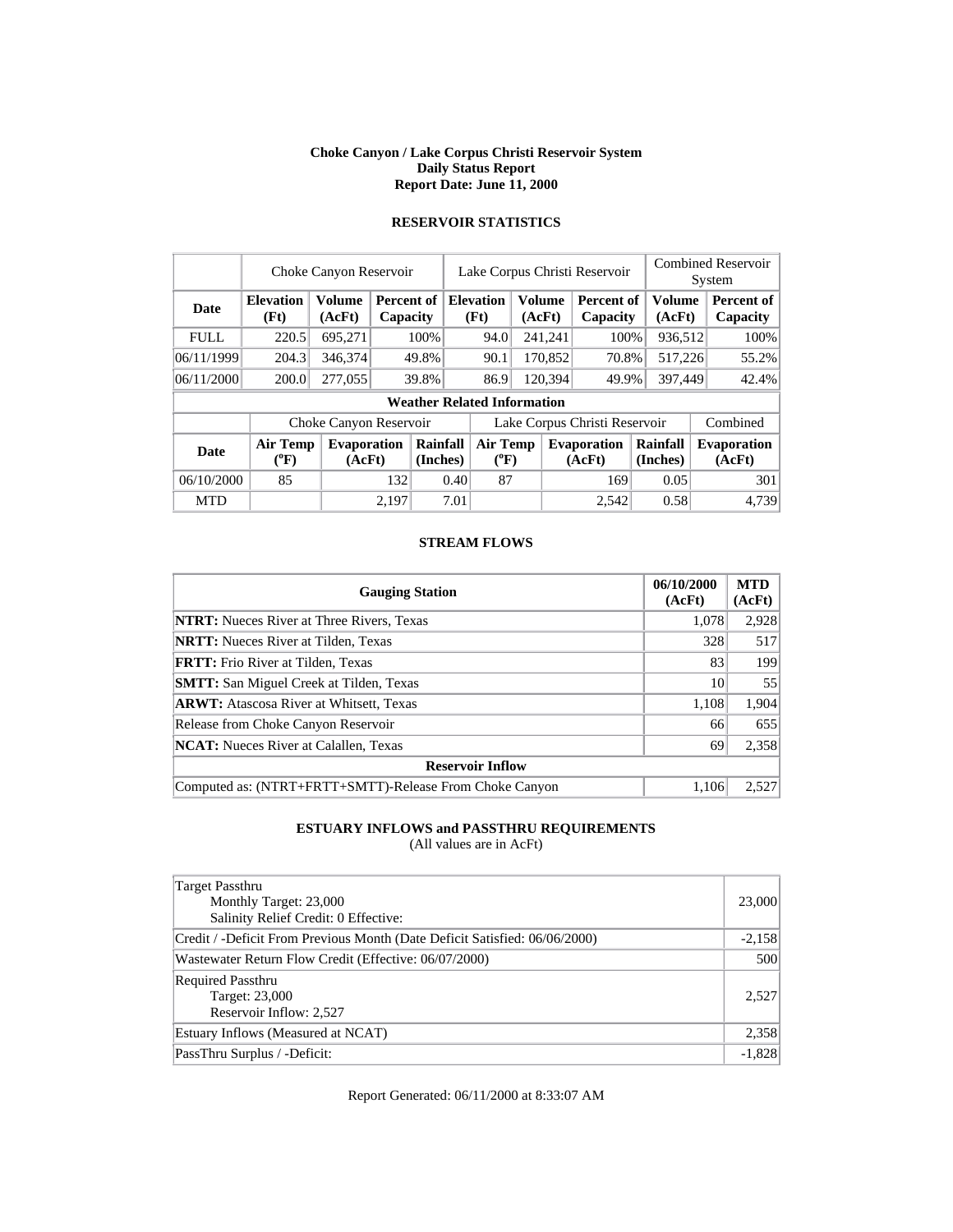**Choke Canyon / Lake Corpus Christi Reservoir System**
**Daily Status Report**
**Report Date: June 11, 2000**

## RESERVOIR STATISTICS

| | Choke Canyon Reservoir | | | Lake Corpus Christi Reservoir | | | Combined Reservoir System | |
|---|---|---|---|---|---|---|---|---|
| **Date** | **Elevation (Ft)** | **Volume (AcFt)** | **Percent of Capacity** | **Elevation (Ft)** | **Volume (AcFt)** | **Percent of Capacity** | **Volume (AcFt)** | **Percent of Capacity** |
| FULL | 220.5 | 695,271 | 100% | 94.0 | 241,241 | 100% | 936,512 | 100% |
| 06/11/1999 | 204.3 | 346,374 | 49.8% | 90.1 | 170,852 | 70.8% | 517,226 | 55.2% |
| 06/11/2000 | 200.0 | 277,055 | 39.8% | 86.9 | 120,394 | 49.9% | 397,449 | 42.4% |

**Weather Related Information**

| | Choke Canyon Reservoir | | | Lake Corpus Christi Reservoir | | | Combined |
|---|---|---|---|---|---|---|---|
| **Date** | **Air Temp (°F)** | **Evaporation (AcFt)** | **Rainfall (Inches)** | **Air Temp (°F)** | **Evaporation (AcFt)** | **Rainfall (Inches)** | **Evaporation (AcFt)** |
| 06/10/2000 | 85 | 132 | 0.40 | 87 | 169 | 0.05 | 301 |
| MTD | | 2,197 | 7.01 | | 2,542 | 0.58 | 4,739 |

## STREAM FLOWS

| **Gauging Station** | **06/10/2000 (AcFt)** | **MTD (AcFt)** |
|---|---|---|
| **NTRT:** Nueces River at Three Rivers, Texas | 1,078 | 2,928 |
| **NRTT:** Nueces River at Tilden, Texas | 328 | 517 |
| **FRTT:** Frio River at Tilden, Texas | 83 | 199 |
| **SMTT:** San Miguel Creek at Tilden, Texas | 10 | 55 |
| **ARWT:** Atascosa River at Whitsett, Texas | 1,108 | 1,904 |
| Release from Choke Canyon Reservoir | 66 | 655 |
| **NCAT:** Nueces River at Calallen, Texas | 69 | 2,358 |
| **Reservoir Inflow** | | |
| Computed as: (NTRT+FRTT+SMTT)-Release From Choke Canyon | 1,106 | 2,527 |

## ESTUARY INFLOWS and PASSTHRU REQUIREMENTS

(All values are in AcFt)

| | |
|---|---|
| Target Passthru<br>Monthly Target: 23,000<br>Salinity Relief Credit: 0 Effective: | 23,000 |
| Credit / -Deficit From Previous Month (Date Deficit Satisfied: 06/06/2000) | -2,158 |
| Wastewater Return Flow Credit (Effective: 06/07/2000) | 500 |
| Required Passthru<br>Target: 23,000<br>Reservoir Inflow: 2,527 | 2,527 |
| Estuary Inflows (Measured at NCAT) | 2,358 |
| PassThru Surplus / -Deficit: | -1,828 |

Report Generated: 06/11/2000 at 8:33:07 AM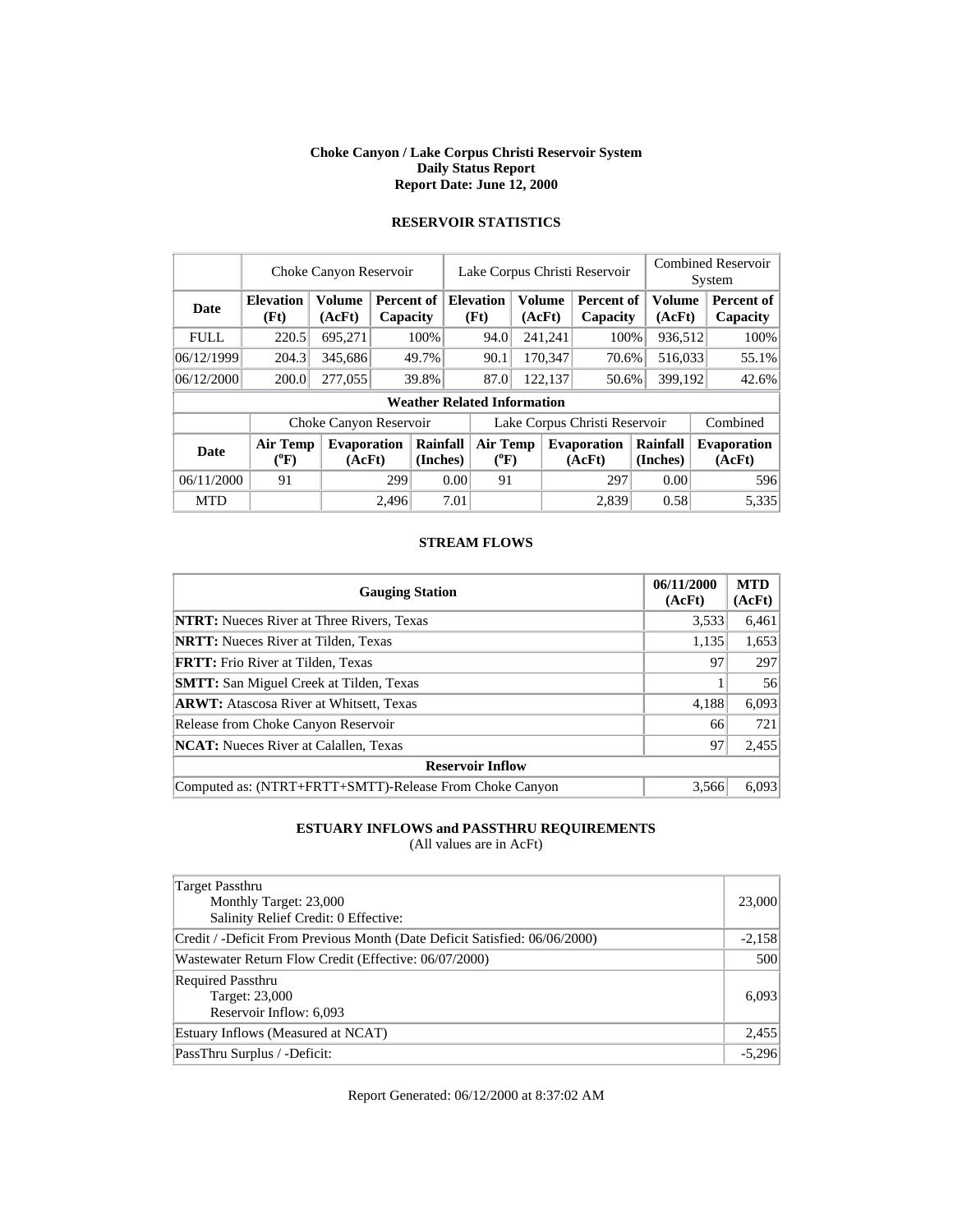**Choke Canyon / Lake Corpus Christi Reservoir System**
**Daily Status Report**
**Report Date: June 12, 2000**

## RESERVOIR STATISTICS

| | Choke Canyon Reservoir | | | Lake Corpus Christi Reservoir | | | Combined Reservoir System | |
|---|---|---|---|---|---|---|---|---|
| **Date** | **Elevation (Ft)** | **Volume (AcFt)** | **Percent of Capacity** | **Elevation (Ft)** | **Volume (AcFt)** | **Percent of Capacity** | **Volume (AcFt)** | **Percent of Capacity** |
| FULL | 220.5 | 695,271 | 100% | 94.0 | 241,241 | 100% | 936,512 | 100% |
| 06/12/1999 | 204.3 | 345,686 | 49.7% | 90.1 | 170,347 | 70.6% | 516,033 | 55.1% |
| 06/12/2000 | 200.0 | 277,055 | 39.8% | 87.0 | 122,137 | 50.6% | 399,192 | 42.6% |

**Weather Related Information**

| | Choke Canyon Reservoir | | | Lake Corpus Christi Reservoir | | | Combined |
|---|---|---|---|---|---|---|---|
| **Date** | **Air Temp (°F)** | **Evaporation (AcFt)** | **Rainfall (Inches)** | **Air Temp (°F)** | **Evaporation (AcFt)** | **Rainfall (Inches)** | **Evaporation (AcFt)** |
| 06/11/2000 | 91 | 299 | 0.00 | 91 | 297 | 0.00 | 596 |
| MTD | | 2,496 | 7.01 | | 2,839 | 0.58 | 5,335 |

## STREAM FLOWS

| Gauging Station | 06/11/2000 (AcFt) | MTD (AcFt) |
|---|---|---|
| **NTRT:** Nueces River at Three Rivers, Texas | 3,533 | 6,461 |
| **NRTT:** Nueces River at Tilden, Texas | 1,135 | 1,653 |
| **FRTT:** Frio River at Tilden, Texas | 97 | 297 |
| **SMTT:** San Miguel Creek at Tilden, Texas | 1 | 56 |
| **ARWT:** Atascosa River at Whitsett, Texas | 4,188 | 6,093 |
| Release from Choke Canyon Reservoir | 66 | 721 |
| **NCAT:** Nueces River at Calallen, Texas | 97 | 2,455 |
| **Reservoir Inflow** | | |
| Computed as: (NTRT+FRTT+SMTT)-Release From Choke Canyon | 3,566 | 6,093 |

## ESTUARY INFLOWS and PASSTHRU REQUIREMENTS

(All values are in AcFt)

| | |
|---|---|
| Target Passthru<br>Monthly Target: 23,000<br>Salinity Relief Credit: 0 Effective: | 23,000 |
| Credit / -Deficit From Previous Month (Date Deficit Satisfied: 06/06/2000) | -2,158 |
| Wastewater Return Flow Credit (Effective: 06/07/2000) | 500 |
| Required Passthru<br>Target: 23,000<br>Reservoir Inflow: 6,093 | 6,093 |
| Estuary Inflows (Measured at NCAT) | 2,455 |
| PassThru Surplus / -Deficit: | -5,296 |

Report Generated: 06/12/2000 at 8:37:02 AM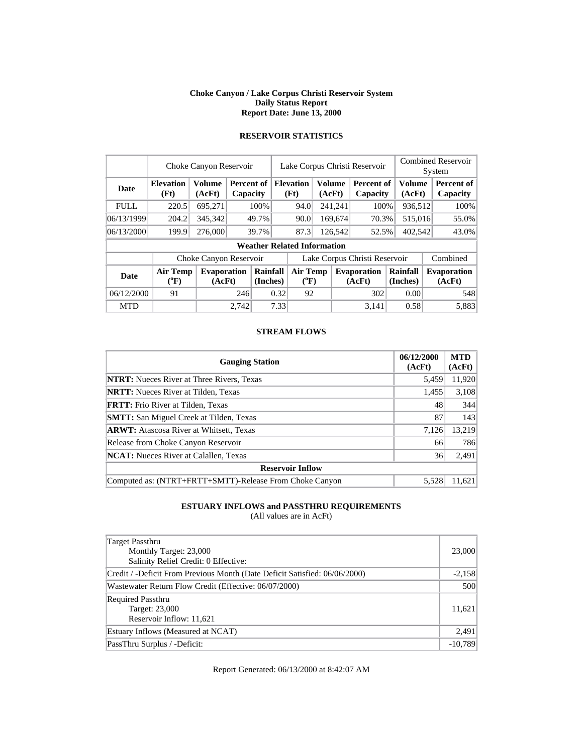**Choke Canyon / Lake Corpus Christi Reservoir System**
**Daily Status Report**
**Report Date: June 13, 2000**

## RESERVOIR STATISTICS

| | Choke Canyon Reservoir | | | Lake Corpus Christi Reservoir | | | Combined Reservoir System | |
|---|---|---|---|---|---|---|---|---|
| **Date** | **Elevation (Ft)** | **Volume (AcFt)** | **Percent of Capacity** | **Elevation (Ft)** | **Volume (AcFt)** | **Percent of Capacity** | **Volume (AcFt)** | **Percent of Capacity** |
| FULL | 220.5 | 695,271 | 100% | 94.0 | 241,241 | 100% | 936,512 | 100% |
| 06/13/1999 | 204.2 | 345,342 | 49.7% | 90.0 | 169,674 | 70.3% | 515,016 | 55.0% |
| 06/13/2000 | 199.9 | 276,000 | 39.7% | 87.3 | 126,542 | 52.5% | 402,542 | 43.0% |

**Weather Related Information**

| | Choke Canyon Reservoir | | | Lake Corpus Christi Reservoir | | | Combined |
|---|---|---|---|---|---|---|---|
| **Date** | **Air Temp (°F)** | **Evaporation (AcFt)** | **Rainfall (Inches)** | **Air Temp (°F)** | **Evaporation (AcFt)** | **Rainfall (Inches)** | **Evaporation (AcFt)** |
| 06/12/2000 | 91 | 246 | 0.32 | 92 | 302 | 0.00 | 548 |
| MTD | | 2,742 | 7.33 | | 3,141 | 0.58 | 5,883 |

## STREAM FLOWS

| Gauging Station | 06/12/2000 (AcFt) | MTD (AcFt) |
|---|---|---|
| **NTRT:** Nueces River at Three Rivers, Texas | 5,459 | 11,920 |
| **NRTT:** Nueces River at Tilden, Texas | 1,455 | 3,108 |
| **FRTT:** Frio River at Tilden, Texas | 48 | 344 |
| **SMTT:** San Miguel Creek at Tilden, Texas | 87 | 143 |
| **ARWT:** Atascosa River at Whitsett, Texas | 7,126 | 13,219 |
| Release from Choke Canyon Reservoir | 66 | 786 |
| **NCAT:** Nueces River at Calallen, Texas | 36 | 2,491 |
| **Reservoir Inflow** | | |
| Computed as: (NTRT+FRTT+SMTT)-Release From Choke Canyon | 5,528 | 11,621 |

## ESTUARY INFLOWS and PASSTHRU REQUIREMENTS

(All values are in AcFt)

| | |
|---|---|
| Target Passthru<br>Monthly Target: 23,000<br>Salinity Relief Credit: 0 Effective: | 23,000 |
| Credit / -Deficit From Previous Month (Date Deficit Satisfied: 06/06/2000) | -2,158 |
| Wastewater Return Flow Credit (Effective: 06/07/2000) | 500 |
| Required Passthru<br>Target: 23,000<br>Reservoir Inflow: 11,621 | 11,621 |
| Estuary Inflows (Measured at NCAT) | 2,491 |
| PassThru Surplus / -Deficit: | -10,789 |

Report Generated: 06/13/2000 at 8:42:07 AM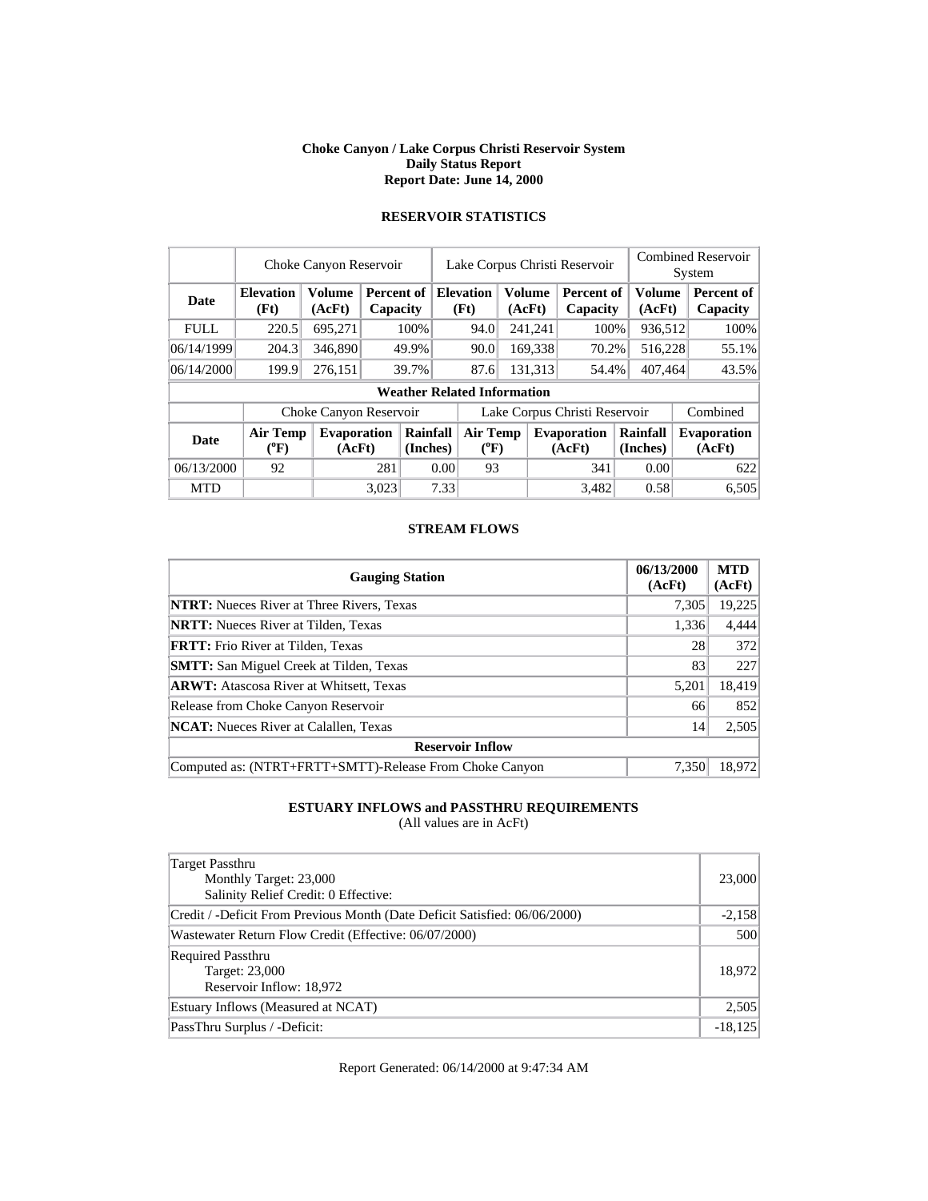**Choke Canyon / Lake Corpus Christi Reservoir System**
**Daily Status Report**
**Report Date: June 14, 2000**

## RESERVOIR STATISTICS

| | Choke Canyon Reservoir | | | Lake Corpus Christi Reservoir | | | Combined Reservoir System | |
|---|---|---|---|---|---|---|---|---|
| **Date** | **Elevation (Ft)** | **Volume (AcFt)** | **Percent of Capacity** | **Elevation (Ft)** | **Volume (AcFt)** | **Percent of Capacity** | **Volume (AcFt)** | **Percent of Capacity** |
| FULL | 220.5 | 695,271 | 100% | 94.0 | 241,241 | 100% | 936,512 | 100% |
| 06/14/1999 | 204.3 | 346,890 | 49.9% | 90.0 | 169,338 | 70.2% | 516,228 | 55.1% |
| 06/14/2000 | 199.9 | 276,151 | 39.7% | 87.6 | 131,313 | 54.4% | 407,464 | 43.5% |

**Weather Related Information**

| | Choke Canyon Reservoir | | | Lake Corpus Christi Reservoir | | | Combined |
|---|---|---|---|---|---|---|---|
| **Date** | **Air Temp (°F)** | **Evaporation (AcFt)** | **Rainfall (Inches)** | **Air Temp (°F)** | **Evaporation (AcFt)** | **Rainfall (Inches)** | **Evaporation (AcFt)** |
| 06/13/2000 | 92 | 281 | 0.00 | 93 | 341 | 0.00 | 622 |
| MTD | | 3,023 | 7.33 | | 3,482 | 0.58 | 6,505 |

## STREAM FLOWS

| Gauging Station | 06/13/2000 (AcFt) | MTD (AcFt) |
|---|---|---|
| **NTRT:** Nueces River at Three Rivers, Texas | 7,305 | 19,225 |
| **NRTT:** Nueces River at Tilden, Texas | 1,336 | 4,444 |
| **FRTT:** Frio River at Tilden, Texas | 28 | 372 |
| **SMTT:** San Miguel Creek at Tilden, Texas | 83 | 227 |
| **ARWT:** Atascosa River at Whitsett, Texas | 5,201 | 18,419 |
| Release from Choke Canyon Reservoir | 66 | 852 |
| **NCAT:** Nueces River at Calallen, Texas | 14 | 2,505 |
| **Reservoir Inflow** | | |
| Computed as: (NTRT+FRTT+SMTT)-Release From Choke Canyon | 7,350 | 18,972 |

## ESTUARY INFLOWS and PASSTHRU REQUIREMENTS

(All values are in AcFt)

| | |
|---|---|
| Target Passthru<br>Monthly Target: 23,000<br>Salinity Relief Credit: 0 Effective: | 23,000 |
| Credit / -Deficit From Previous Month (Date Deficit Satisfied: 06/06/2000) | -2,158 |
| Wastewater Return Flow Credit (Effective: 06/07/2000) | 500 |
| Required Passthru<br>Target: 23,000<br>Reservoir Inflow: 18,972 | 18,972 |
| Estuary Inflows (Measured at NCAT) | 2,505 |
| PassThru Surplus / -Deficit: | -18,125 |

Report Generated: 06/14/2000 at 9:47:34 AM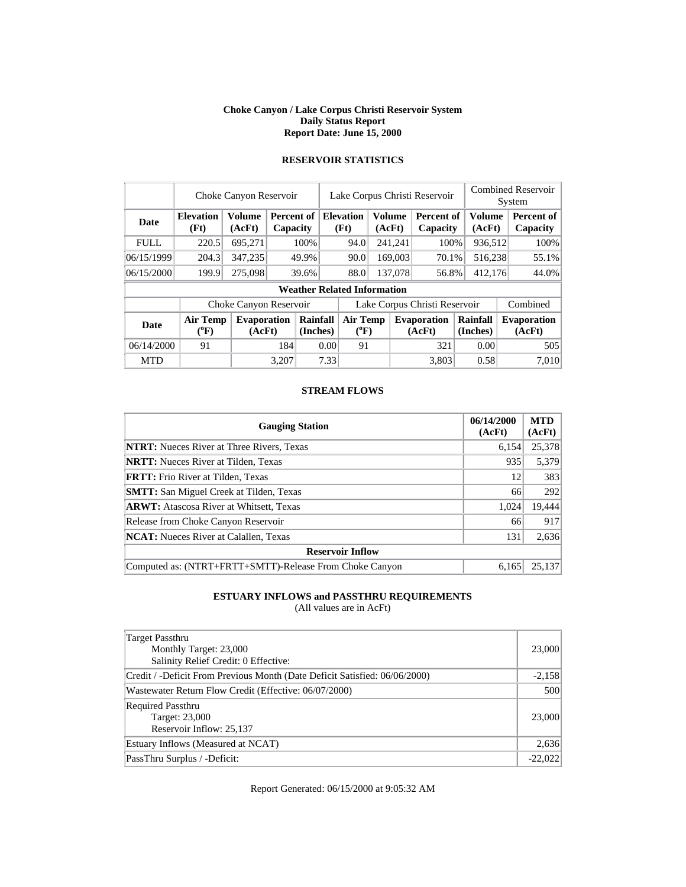# Choke Canyon / Lake Corpus Christi Reservoir System
## Daily Status Report
### Report Date: June 15, 2000

## RESERVOIR STATISTICS

| | Choke Canyon Reservoir | | | Lake Corpus Christi Reservoir | | | Combined Reservoir System | |
|---|---|---|---|---|---|---|---|---|
| **Date** | **Elevation (Ft)** | **Volume (AcFt)** | **Percent of Capacity** | **Elevation (Ft)** | **Volume (AcFt)** | **Percent of Capacity** | **Volume (AcFt)** | **Percent of Capacity** |
| FULL | 220.5 | 695,271 | 100% | 94.0 | 241,241 | 100% | 936,512 | 100% |
| 06/15/1999 | 204.3 | 347,235 | 49.9% | 90.0 | 169,003 | 70.1% | 516,238 | 55.1% |
| 06/15/2000 | 199.9 | 275,098 | 39.6% | 88.0 | 137,078 | 56.8% | 412,176 | 44.0% |

**Weather Related Information**

| | Choke Canyon Reservoir | | | Lake Corpus Christi Reservoir | | | Combined |
|---|---|---|---|---|---|---|---|
| **Date** | **Air Temp (°F)** | **Evaporation (AcFt)** | **Rainfall (Inches)** | **Air Temp (°F)** | **Evaporation (AcFt)** | **Rainfall (Inches)** | **Evaporation (AcFt)** |
| 06/14/2000 | 91 | 184 | 0.00 | 91 | 321 | 0.00 | 505 |
| MTD | | 3,207 | 7.33 | | 3,803 | 0.58 | 7,010 |

## STREAM FLOWS

| Gauging Station | 06/14/2000 (AcFt) | MTD (AcFt) |
|---|---|---|
| **NTRT:** Nueces River at Three Rivers, Texas | 6,154 | 25,378 |
| **NRTT:** Nueces River at Tilden, Texas | 935 | 5,379 |
| **FRTT:** Frio River at Tilden, Texas | 12 | 383 |
| **SMTT:** San Miguel Creek at Tilden, Texas | 66 | 292 |
| **ARWT:** Atascosa River at Whitsett, Texas | 1,024 | 19,444 |
| Release from Choke Canyon Reservoir | 66 | 917 |
| **NCAT:** Nueces River at Calallen, Texas | 131 | 2,636 |
| **Reservoir Inflow** | | |
| Computed as: (NTRT+FRTT+SMTT)-Release From Choke Canyon | 6,165 | 25,137 |

## ESTUARY INFLOWS and PASSTHRU REQUIREMENTS

(All values are in AcFt)

| | |
|---|---|
| Target Passthru<br>Monthly Target: 23,000<br>Salinity Relief Credit: 0 Effective: | 23,000 |
| Credit / -Deficit From Previous Month (Date Deficit Satisfied: 06/06/2000) | -2,158 |
| Wastewater Return Flow Credit (Effective: 06/07/2000) | 500 |
| Required Passthru<br>Target: 23,000<br>Reservoir Inflow: 25,137 | 23,000 |
| Estuary Inflows (Measured at NCAT) | 2,636 |
| PassThru Surplus / -Deficit: | -22,022 |

Report Generated: 06/15/2000 at 9:05:32 AM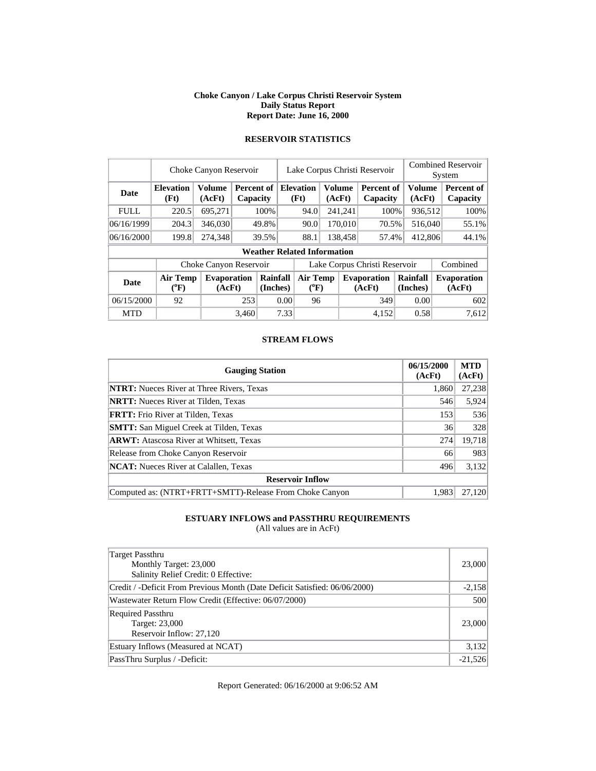**Choke Canyon / Lake Corpus Christi Reservoir System**
**Daily Status Report**
**Report Date: June 16, 2000**

## RESERVOIR STATISTICS

| | Choke Canyon Reservoir | | | Lake Corpus Christi Reservoir | | | Combined Reservoir System | |
|---|---|---|---|---|---|---|---|---|
| **Date** | **Elevation (Ft)** | **Volume (AcFt)** | **Percent of Capacity** | **Elevation (Ft)** | **Volume (AcFt)** | **Percent of Capacity** | **Volume (AcFt)** | **Percent of Capacity** |
| FULL | 220.5 | 695,271 | 100% | 94.0 | 241,241 | 100% | 936,512 | 100% |
| 06/16/1999 | 204.3 | 346,030 | 49.8% | 90.0 | 170,010 | 70.5% | 516,040 | 55.1% |
| 06/16/2000 | 199.8 | 274,348 | 39.5% | 88.1 | 138,458 | 57.4% | 412,806 | 44.1% |

**Weather Related Information**

| | Choke Canyon Reservoir | | | Lake Corpus Christi Reservoir | | | Combined |
|---|---|---|---|---|---|---|---|
| **Date** | **Air Temp (°F)** | **Evaporation (AcFt)** | **Rainfall (Inches)** | **Air Temp (°F)** | **Evaporation (AcFt)** | **Rainfall (Inches)** | **Evaporation (AcFt)** |
| 06/15/2000 | 92 | 253 | 0.00 | 96 | 349 | 0.00 | 602 |
| MTD | | 3,460 | 7.33 | | 4,152 | 0.58 | 7,612 |

## STREAM FLOWS

| Gauging Station | 06/15/2000 (AcFt) | MTD (AcFt) |
|---|---|---|
| **NTRT:** Nueces River at Three Rivers, Texas | 1,860 | 27,238 |
| **NRTT:** Nueces River at Tilden, Texas | 546 | 5,924 |
| **FRTT:** Frio River at Tilden, Texas | 153 | 536 |
| **SMTT:** San Miguel Creek at Tilden, Texas | 36 | 328 |
| **ARWT:** Atascosa River at Whitsett, Texas | 274 | 19,718 |
| Release from Choke Canyon Reservoir | 66 | 983 |
| **NCAT:** Nueces River at Calallen, Texas | 496 | 3,132 |
| **Reservoir Inflow** | | |
| Computed as: (NTRT+FRTT+SMTT)-Release From Choke Canyon | 1,983 | 27,120 |

## ESTUARY INFLOWS and PASSTHRU REQUIREMENTS

(All values are in AcFt)

| | |
|---|---|
| Target Passthru<br>Monthly Target: 23,000<br>Salinity Relief Credit: 0 Effective: | 23,000 |
| Credit / -Deficit From Previous Month (Date Deficit Satisfied: 06/06/2000) | -2,158 |
| Wastewater Return Flow Credit (Effective: 06/07/2000) | 500 |
| Required Passthru<br>Target: 23,000<br>Reservoir Inflow: 27,120 | 23,000 |
| Estuary Inflows (Measured at NCAT) | 3,132 |
| PassThru Surplus / -Deficit: | -21,526 |

Report Generated: 06/16/2000 at 9:06:52 AM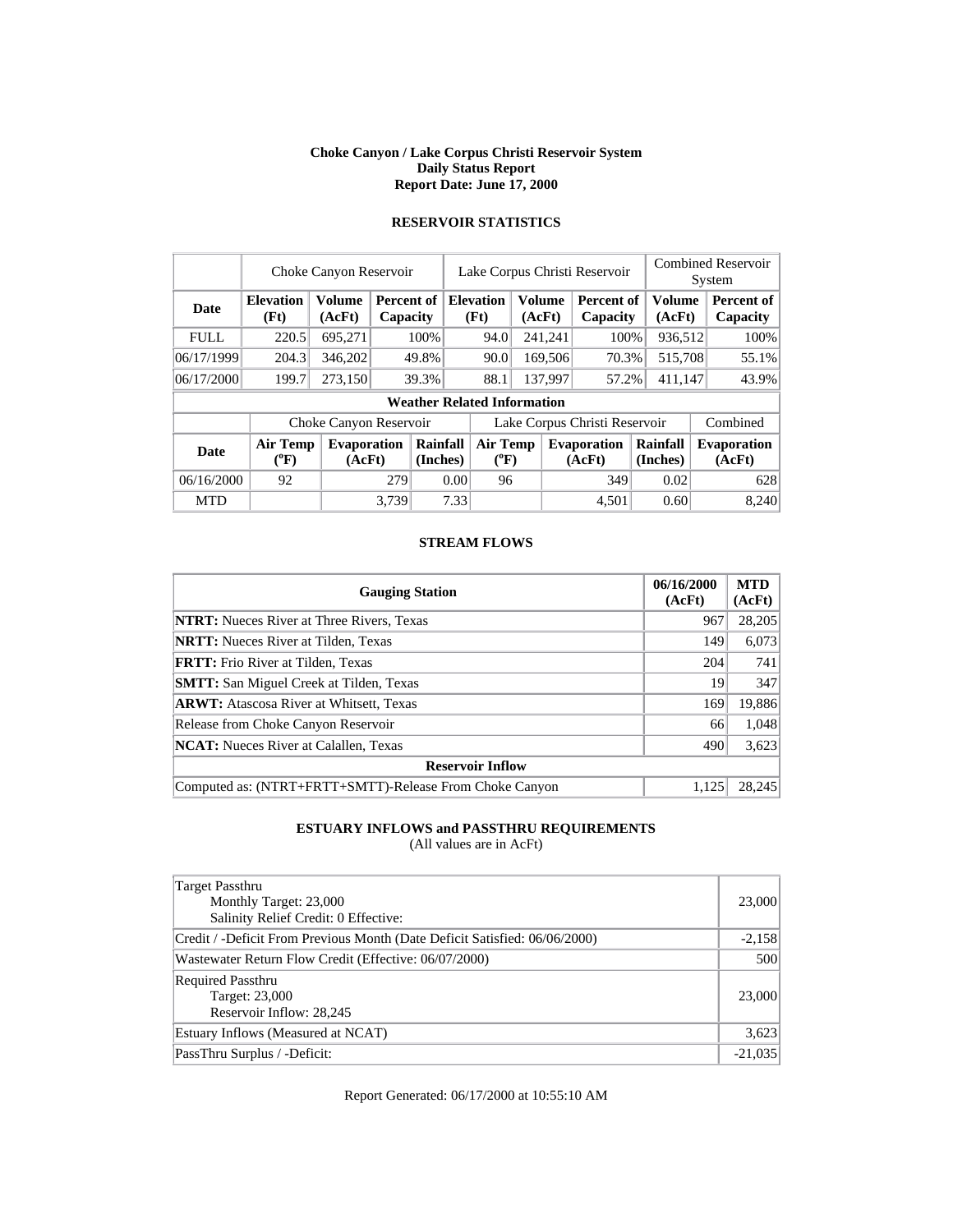# Choke Canyon / Lake Corpus Christi Reservoir System
## Daily Status Report
## Report Date: June 17, 2000

### RESERVOIR STATISTICS

| | Choke Canyon Reservoir | | | Lake Corpus Christi Reservoir | | | Combined Reservoir System | |
|---|---|---|---|---|---|---|---|---|
| Date | Elevation (Ft) | Volume (AcFt) | Percent of Capacity | Elevation (Ft) | Volume (AcFt) | Percent of Capacity | Volume (AcFt) | Percent of Capacity |
| FULL | 220.5 | 695,271 | 100% | 94.0 | 241,241 | 100% | 936,512 | 100% |
| 06/17/1999 | 204.3 | 346,202 | 49.8% | 90.0 | 169,506 | 70.3% | 515,708 | 55.1% |
| 06/17/2000 | 199.7 | 273,150 | 39.3% | 88.1 | 137,997 | 57.2% | 411,147 | 43.9% |

**Weather Related Information**

| | Choke Canyon Reservoir | | | Lake Corpus Christi Reservoir | | | Combined |
|---|---|---|---|---|---|---|---|
| Date | Air Temp (°F) | Evaporation (AcFt) | Rainfall (Inches) | Air Temp (°F) | Evaporation (AcFt) | Rainfall (Inches) | Evaporation (AcFt) |
| 06/16/2000 | 92 | 279 | 0.00 | 96 | 349 | 0.02 | 628 |
| MTD | | 3,739 | 7.33 | | 4,501 | 0.60 | 8,240 |

### STREAM FLOWS

| Gauging Station | 06/16/2000 (AcFt) | MTD (AcFt) |
|---|---|---|
| **NTRT:** Nueces River at Three Rivers, Texas | 967 | 28,205 |
| **NRTT:** Nueces River at Tilden, Texas | 149 | 6,073 |
| **FRTT:** Frio River at Tilden, Texas | 204 | 741 |
| **SMTT:** San Miguel Creek at Tilden, Texas | 19 | 347 |
| **ARWT:** Atascosa River at Whitsett, Texas | 169 | 19,886 |
| Release from Choke Canyon Reservoir | 66 | 1,048 |
| **NCAT:** Nueces River at Calallen, Texas | 490 | 3,623 |
| **Reservoir Inflow** | | |
| Computed as: (NTRT+FRTT+SMTT)-Release From Choke Canyon | 1,125 | 28,245 |

### ESTUARY INFLOWS and PASSTHRU REQUIREMENTS
(All values are in AcFt)

| | |
|---|---|
| Target Passthru<br>Monthly Target: 23,000<br>Salinity Relief Credit: 0 Effective: | 23,000 |
| Credit / -Deficit From Previous Month (Date Deficit Satisfied: 06/06/2000) | -2,158 |
| Wastewater Return Flow Credit (Effective: 06/07/2000) | 500 |
| Required Passthru<br>Target: 23,000<br>Reservoir Inflow: 28,245 | 23,000 |
| Estuary Inflows (Measured at NCAT) | 3,623 |
| PassThru Surplus / -Deficit: | -21,035 |

Report Generated: 06/17/2000 at 10:55:10 AM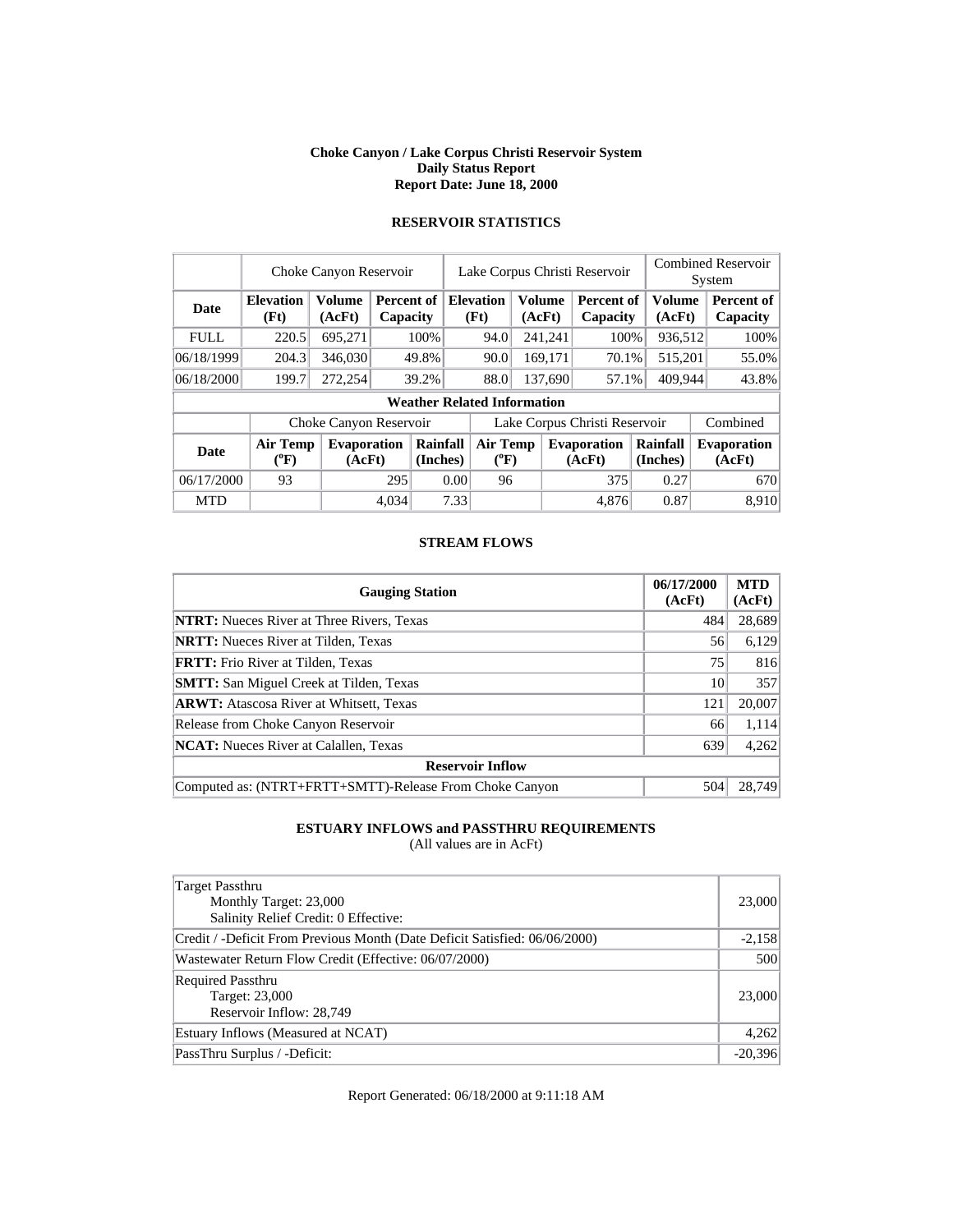**Choke Canyon / Lake Corpus Christi Reservoir System**
**Daily Status Report**
**Report Date: June 18, 2000**

## RESERVOIR STATISTICS

| | Choke Canyon Reservoir | | | Lake Corpus Christi Reservoir | | | Combined Reservoir System | |
|---|---|---|---|---|---|---|---|---|
| **Date** | **Elevation (Ft)** | **Volume (AcFt)** | **Percent of Capacity** | **Elevation (Ft)** | **Volume (AcFt)** | **Percent of Capacity** | **Volume (AcFt)** | **Percent of Capacity** |
| FULL | 220.5 | 695,271 | 100% | 94.0 | 241,241 | 100% | 936,512 | 100% |
| 06/18/1999 | 204.3 | 346,030 | 49.8% | 90.0 | 169,171 | 70.1% | 515,201 | 55.0% |
| 06/18/2000 | 199.7 | 272,254 | 39.2% | 88.0 | 137,690 | 57.1% | 409,944 | 43.8% |

**Weather Related Information**

| | Choke Canyon Reservoir | | | Lake Corpus Christi Reservoir | | | Combined |
|---|---|---|---|---|---|---|---|
| **Date** | **Air Temp (°F)** | **Evaporation (AcFt)** | **Rainfall (Inches)** | **Air Temp (°F)** | **Evaporation (AcFt)** | **Rainfall (Inches)** | **Evaporation (AcFt)** |
| 06/17/2000 | 93 | 295 | 0.00 | 96 | 375 | 0.27 | 670 |
| MTD | | 4,034 | 7.33 | | 4,876 | 0.87 | 8,910 |

## STREAM FLOWS

| Gauging Station | 06/17/2000 (AcFt) | MTD (AcFt) |
|---|---|---|
| **NTRT:** Nueces River at Three Rivers, Texas | 484 | 28,689 |
| **NRTT:** Nueces River at Tilden, Texas | 56 | 6,129 |
| **FRTT:** Frio River at Tilden, Texas | 75 | 816 |
| **SMTT:** San Miguel Creek at Tilden, Texas | 10 | 357 |
| **ARWT:** Atascosa River at Whitsett, Texas | 121 | 20,007 |
| Release from Choke Canyon Reservoir | 66 | 1,114 |
| **NCAT:** Nueces River at Calallen, Texas | 639 | 4,262 |
| **Reservoir Inflow** | | |
| Computed as: (NTRT+FRTT+SMTT)-Release From Choke Canyon | 504 | 28,749 |

## ESTUARY INFLOWS and PASSTHRU REQUIREMENTS

(All values are in AcFt)

| | |
|---|---|
| Target Passthru<br>Monthly Target: 23,000<br>Salinity Relief Credit: 0 Effective: | 23,000 |
| Credit / -Deficit From Previous Month (Date Deficit Satisfied: 06/06/2000) | -2,158 |
| Wastewater Return Flow Credit (Effective: 06/07/2000) | 500 |
| Required Passthru<br>Target: 23,000<br>Reservoir Inflow: 28,749 | 23,000 |
| Estuary Inflows (Measured at NCAT) | 4,262 |
| PassThru Surplus / -Deficit: | -20,396 |

Report Generated: 06/18/2000 at 9:11:18 AM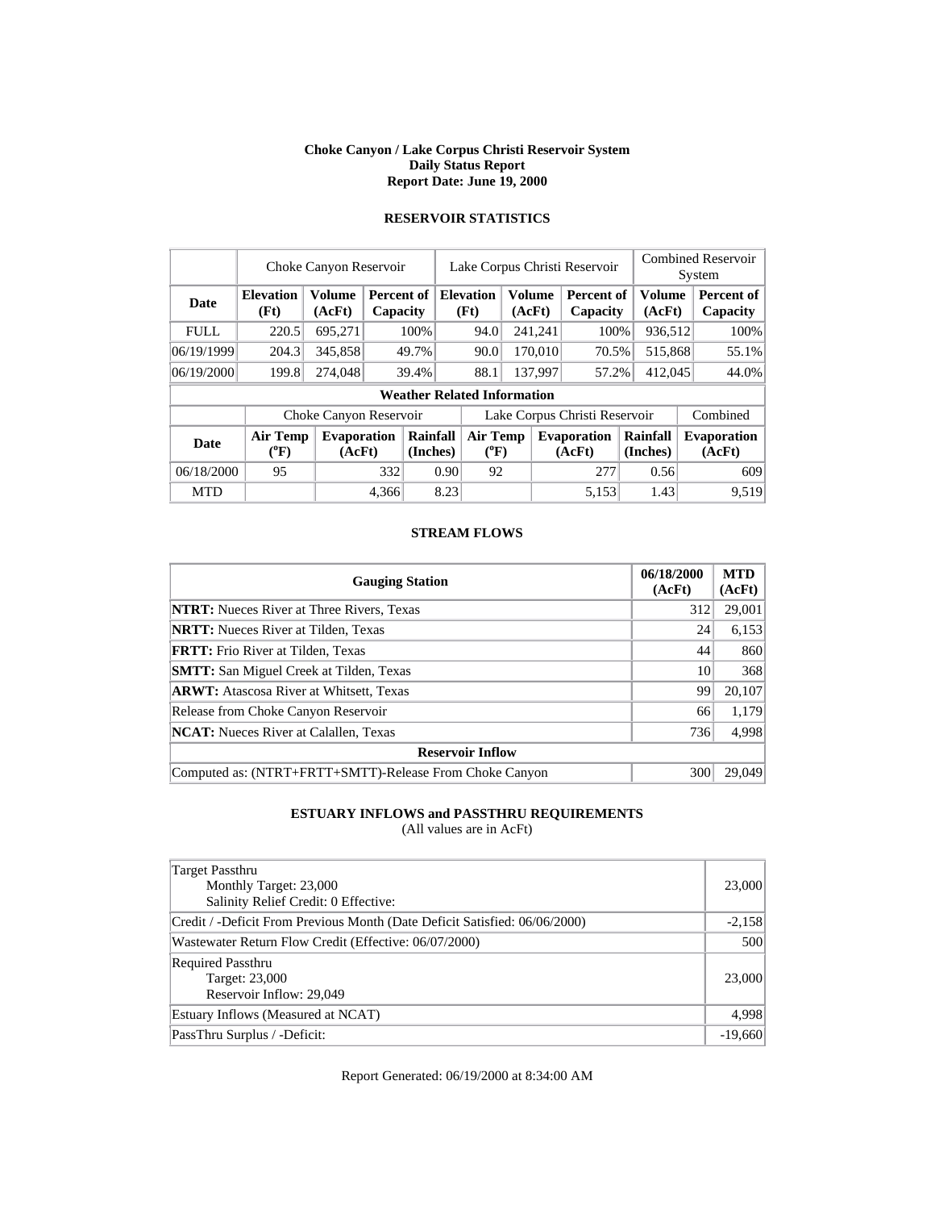**Choke Canyon / Lake Corpus Christi Reservoir System**
**Daily Status Report**
**Report Date: June 19, 2000**

### RESERVOIR STATISTICS

| | Choke Canyon Reservoir | | | Lake Corpus Christi Reservoir | | | Combined Reservoir System | |
|---|---|---|---|---|---|---|---|---|
| **Date** | **Elevation (Ft)** | **Volume (AcFt)** | **Percent of Capacity** | **Elevation (Ft)** | **Volume (AcFt)** | **Percent of Capacity** | **Volume (AcFt)** | **Percent of Capacity** |
| FULL | 220.5 | 695,271 | 100% | 94.0 | 241,241 | 100% | 936,512 | 100% |
| 06/19/1999 | 204.3 | 345,858 | 49.7% | 90.0 | 170,010 | 70.5% | 515,868 | 55.1% |
| 06/19/2000 | 199.8 | 274,048 | 39.4% | 88.1 | 137,997 | 57.2% | 412,045 | 44.0% |

**Weather Related Information**

| | Choke Canyon Reservoir | | | Lake Corpus Christi Reservoir | | | Combined |
|---|---|---|---|---|---|---|---|
| **Date** | **Air Temp (°F)** | **Evaporation (AcFt)** | **Rainfall (Inches)** | **Air Temp (°F)** | **Evaporation (AcFt)** | **Rainfall (Inches)** | **Evaporation (AcFt)** |
| 06/18/2000 | 95 | 332 | 0.90 | 92 | 277 | 0.56 | 609 |
| MTD | | 4,366 | 8.23 | | 5,153 | 1.43 | 9,519 |

### STREAM FLOWS

| Gauging Station | 06/18/2000 (AcFt) | MTD (AcFt) |
|---|---|---|
| **NTRT:** Nueces River at Three Rivers, Texas | 312 | 29,001 |
| **NRTT:** Nueces River at Tilden, Texas | 24 | 6,153 |
| **FRTT:** Frio River at Tilden, Texas | 44 | 860 |
| **SMTT:** San Miguel Creek at Tilden, Texas | 10 | 368 |
| **ARWT:** Atascosa River at Whitsett, Texas | 99 | 20,107 |
| Release from Choke Canyon Reservoir | 66 | 1,179 |
| **NCAT:** Nueces River at Calallen, Texas | 736 | 4,998 |
| **Reservoir Inflow** | | |
| Computed as: (NTRT+FRTT+SMTT)-Release From Choke Canyon | 300 | 29,049 |

### ESTUARY INFLOWS and PASSTHRU REQUIREMENTS
(All values are in AcFt)

| | |
|---|---|
| Target Passthru<br>Monthly Target: 23,000<br>Salinity Relief Credit: 0 Effective: | 23,000 |
| Credit / -Deficit From Previous Month (Date Deficit Satisfied: 06/06/2000) | -2,158 |
| Wastewater Return Flow Credit (Effective: 06/07/2000) | 500 |
| Required Passthru<br>Target: 23,000<br>Reservoir Inflow: 29,049 | 23,000 |
| Estuary Inflows (Measured at NCAT) | 4,998 |
| PassThru Surplus / -Deficit: | -19,660 |

Report Generated: 06/19/2000 at 8:34:00 AM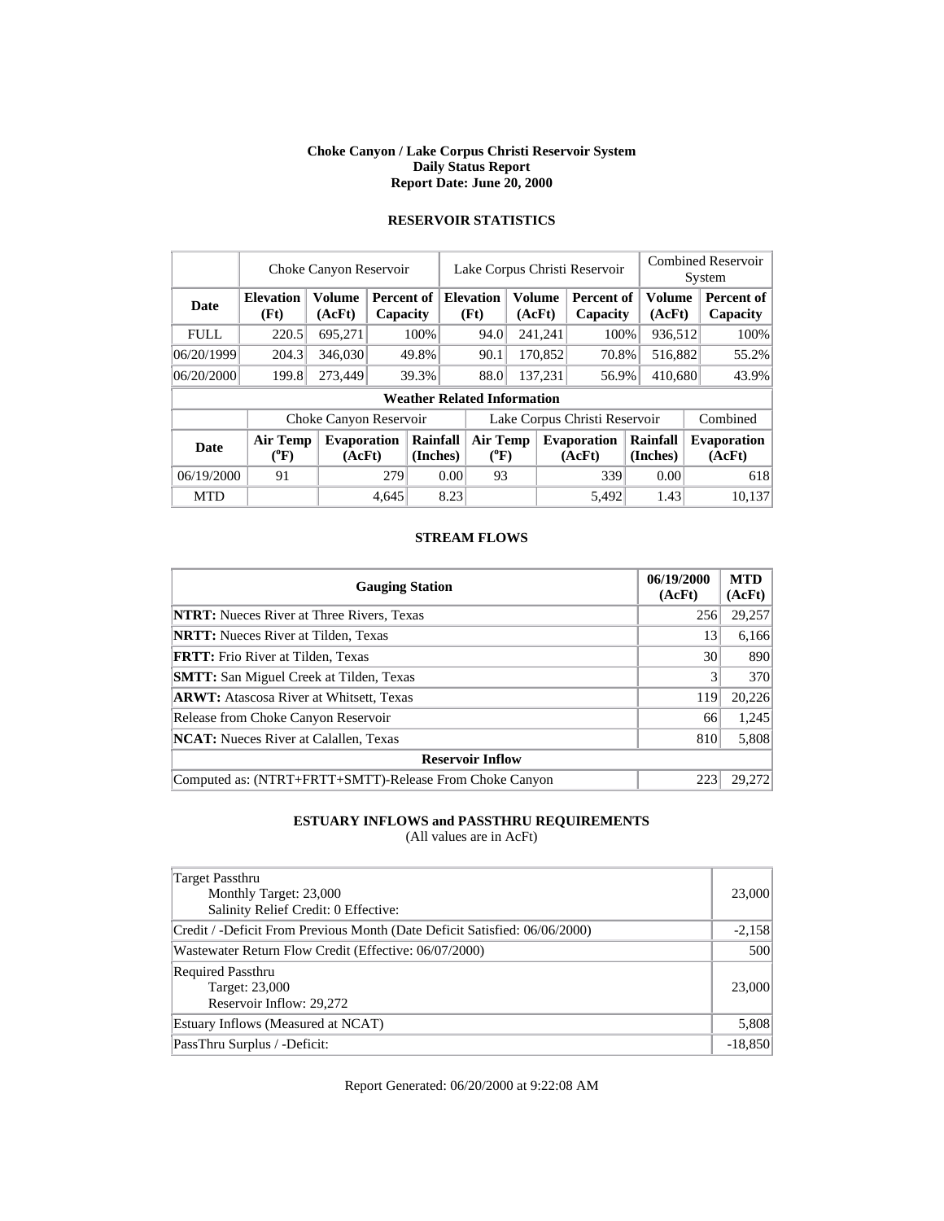**Choke Canyon / Lake Corpus Christi Reservoir System**
**Daily Status Report**
**Report Date: June 20, 2000**

## RESERVOIR STATISTICS

| | Choke Canyon Reservoir | | | Lake Corpus Christi Reservoir | | | Combined Reservoir System | |
|---|---|---|---|---|---|---|---|---|
| **Date** | **Elevation (Ft)** | **Volume (AcFt)** | **Percent of Capacity** | **Elevation (Ft)** | **Volume (AcFt)** | **Percent of Capacity** | **Volume (AcFt)** | **Percent of Capacity** |
| FULL | 220.5 | 695,271 | 100% | 94.0 | 241,241 | 100% | 936,512 | 100% |
| 06/20/1999 | 204.3 | 346,030 | 49.8% | 90.1 | 170,852 | 70.8% | 516,882 | 55.2% |
| 06/20/2000 | 199.8 | 273,449 | 39.3% | 88.0 | 137,231 | 56.9% | 410,680 | 43.9% |

**Weather Related Information**

| | Choke Canyon Reservoir | | | Lake Corpus Christi Reservoir | | | Combined |
|---|---|---|---|---|---|---|---|
| **Date** | **Air Temp (°F)** | **Evaporation (AcFt)** | **Rainfall (Inches)** | **Air Temp (°F)** | **Evaporation (AcFt)** | **Rainfall (Inches)** | **Evaporation (AcFt)** |
| 06/19/2000 | 91 | 279 | 0.00 | 93 | 339 | 0.00 | 618 |
| MTD | | 4,645 | 8.23 | | 5,492 | 1.43 | 10,137 |

## STREAM FLOWS

| Gauging Station | 06/19/2000 (AcFt) | MTD (AcFt) |
|---|---|---|
| **NTRT:** Nueces River at Three Rivers, Texas | 256 | 29,257 |
| **NRTT:** Nueces River at Tilden, Texas | 13 | 6,166 |
| **FRTT:** Frio River at Tilden, Texas | 30 | 890 |
| **SMTT:** San Miguel Creek at Tilden, Texas | 3 | 370 |
| **ARWT:** Atascosa River at Whitsett, Texas | 119 | 20,226 |
| Release from Choke Canyon Reservoir | 66 | 1,245 |
| **NCAT:** Nueces River at Calallen, Texas | 810 | 5,808 |
| **Reservoir Inflow** | | |
| Computed as: (NTRT+FRTT+SMTT)-Release From Choke Canyon | 223 | 29,272 |

## ESTUARY INFLOWS and PASSTHRU REQUIREMENTS

(All values are in AcFt)

| | |
|---|---|
| Target Passthru<br>Monthly Target: 23,000<br>Salinity Relief Credit: 0 Effective: | 23,000 |
| Credit / -Deficit From Previous Month (Date Deficit Satisfied: 06/06/2000) | -2,158 |
| Wastewater Return Flow Credit (Effective: 06/07/2000) | 500 |
| Required Passthru<br>Target: 23,000<br>Reservoir Inflow: 29,272 | 23,000 |
| Estuary Inflows (Measured at NCAT) | 5,808 |
| PassThru Surplus / -Deficit: | -18,850 |

Report Generated: 06/20/2000 at 9:22:08 AM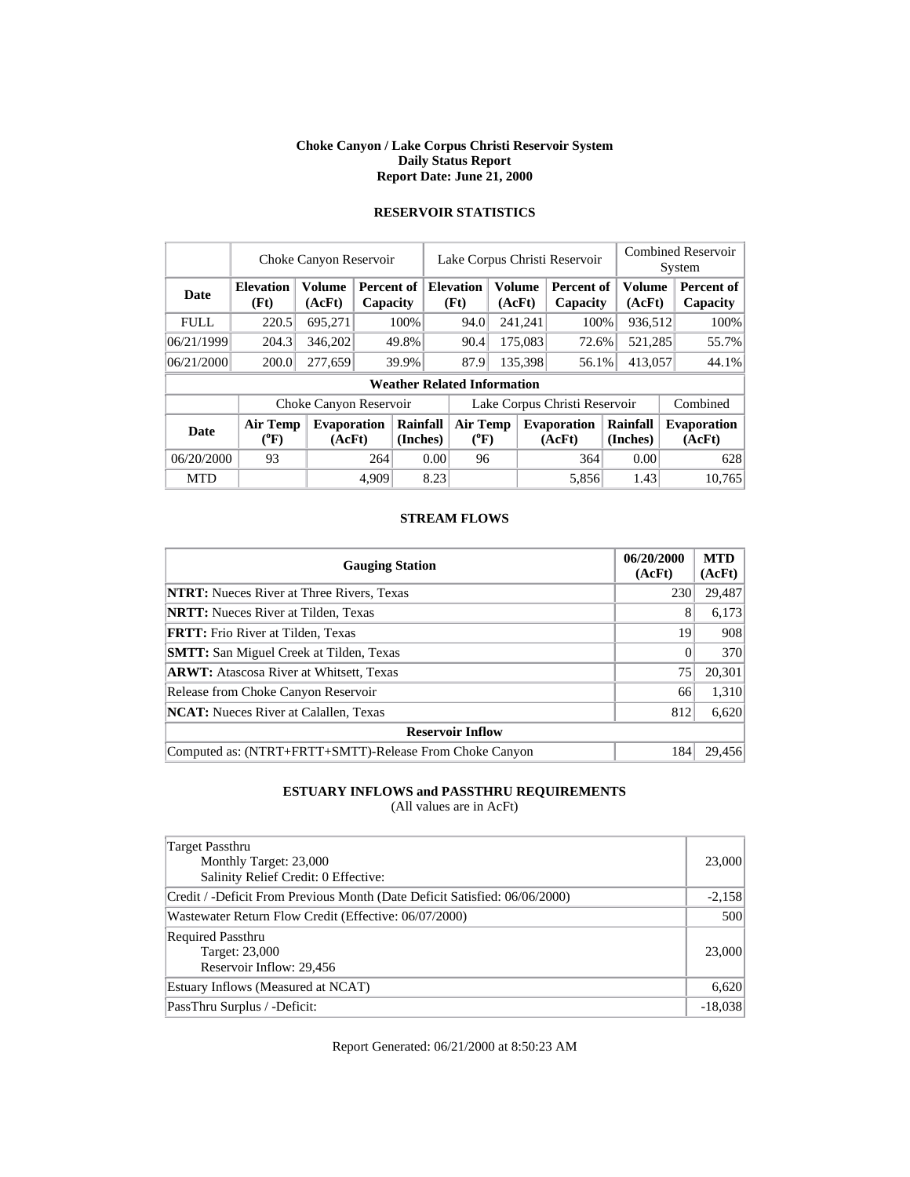# Choke Canyon / Lake Corpus Christi Reservoir System
## Daily Status Report
### Report Date: June 21, 2000

## RESERVOIR STATISTICS

| | Choke Canyon Reservoir | | | Lake Corpus Christi Reservoir | | | Combined Reservoir System | |
|---|---|---|---|---|---|---|---|---|
| **Date** | **Elevation (Ft)** | **Volume (AcFt)** | **Percent of Capacity** | **Elevation (Ft)** | **Volume (AcFt)** | **Percent of Capacity** | **Volume (AcFt)** | **Percent of Capacity** |
| FULL | 220.5 | 695,271 | 100% | 94.0 | 241,241 | 100% | 936,512 | 100% |
| 06/21/1999 | 204.3 | 346,202 | 49.8% | 90.4 | 175,083 | 72.6% | 521,285 | 55.7% |
| 06/21/2000 | 200.0 | 277,659 | 39.9% | 87.9 | 135,398 | 56.1% | 413,057 | 44.1% |

**Weather Related Information**

| | Choke Canyon Reservoir | | | Lake Corpus Christi Reservoir | | | Combined |
|---|---|---|---|---|---|---|---|
| **Date** | **Air Temp (°F)** | **Evaporation (AcFt)** | **Rainfall (Inches)** | **Air Temp (°F)** | **Evaporation (AcFt)** | **Rainfall (Inches)** | **Evaporation (AcFt)** |
| 06/20/2000 | 93 | 264 | 0.00 | 96 | 364 | 0.00 | 628 |
| MTD | | 4,909 | 8.23 | | 5,856 | 1.43 | 10,765 |

## STREAM FLOWS

| Gauging Station | 06/20/2000 (AcFt) | MTD (AcFt) |
|---|---|---|
| **NTRT:** Nueces River at Three Rivers, Texas | 230 | 29,487 |
| **NRTT:** Nueces River at Tilden, Texas | 8 | 6,173 |
| **FRTT:** Frio River at Tilden, Texas | 19 | 908 |
| **SMTT:** San Miguel Creek at Tilden, Texas | 0 | 370 |
| **ARWT:** Atascosa River at Whitsett, Texas | 75 | 20,301 |
| Release from Choke Canyon Reservoir | 66 | 1,310 |
| **NCAT:** Nueces River at Calallen, Texas | 812 | 6,620 |
| **Reservoir Inflow** | | |
| Computed as: (NTRT+FRTT+SMTT)-Release From Choke Canyon | 184 | 29,456 |

## ESTUARY INFLOWS and PASSTHRU REQUIREMENTS

(All values are in AcFt)

| | |
|---|---|
| Target Passthru<br>Monthly Target: 23,000<br>Salinity Relief Credit: 0 Effective: | 23,000 |
| Credit / -Deficit From Previous Month (Date Deficit Satisfied: 06/06/2000) | -2,158 |
| Wastewater Return Flow Credit (Effective: 06/07/2000) | 500 |
| Required Passthru<br>Target: 23,000<br>Reservoir Inflow: 29,456 | 23,000 |
| Estuary Inflows (Measured at NCAT) | 6,620 |
| PassThru Surplus / -Deficit: | -18,038 |

Report Generated: 06/21/2000 at 8:50:23 AM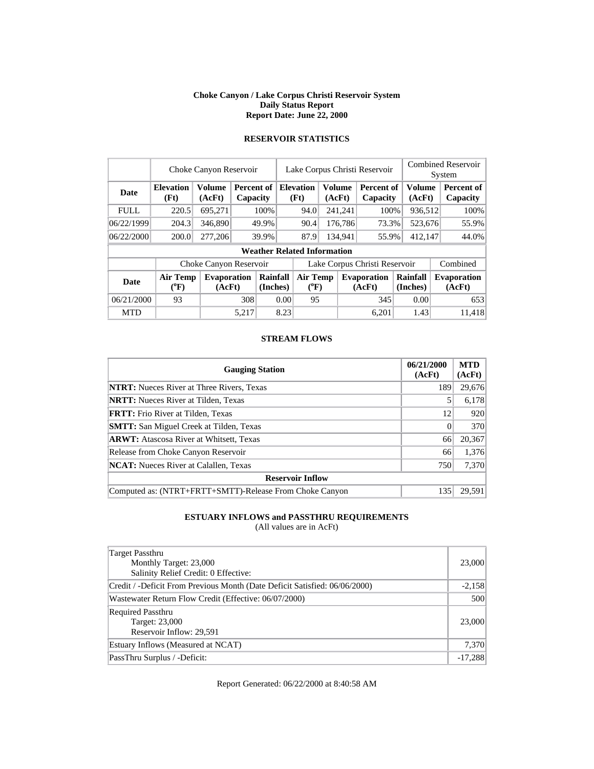# Choke Canyon / Lake Corpus Christi Reservoir System
## Daily Status Report
## Report Date: June 22, 2000

### RESERVOIR STATISTICS

| | Choke Canyon Reservoir | | | Lake Corpus Christi Reservoir | | | Combined Reservoir System | |
|---|---|---|---|---|---|---|---|---|
| **Date** | **Elevation (Ft)** | **Volume (AcFt)** | **Percent of Capacity** | **Elevation (Ft)** | **Volume (AcFt)** | **Percent of Capacity** | **Volume (AcFt)** | **Percent of Capacity** |
| FULL | 220.5 | 695,271 | 100% | 94.0 | 241,241 | 100% | 936,512 | 100% |
| 06/22/1999 | 204.3 | 346,890 | 49.9% | 90.4 | 176,786 | 73.3% | 523,676 | 55.9% |
| 06/22/2000 | 200.0 | 277,206 | 39.9% | 87.9 | 134,941 | 55.9% | 412,147 | 44.0% |

**Weather Related Information**

| | Choke Canyon Reservoir | | | Lake Corpus Christi Reservoir | | | Combined |
|---|---|---|---|---|---|---|---|
| **Date** | **Air Temp (°F)** | **Evaporation (AcFt)** | **Rainfall (Inches)** | **Air Temp (°F)** | **Evaporation (AcFt)** | **Rainfall (Inches)** | **Evaporation (AcFt)** |
| 06/21/2000 | 93 | 308 | 0.00 | 95 | 345 | 0.00 | 653 |
| MTD | | 5,217 | 8.23 | | 6,201 | 1.43 | 11,418 |

### STREAM FLOWS

| Gauging Station | 06/21/2000 (AcFt) | MTD (AcFt) |
|---|---|---|
| **NTRT:** Nueces River at Three Rivers, Texas | 189 | 29,676 |
| **NRTT:** Nueces River at Tilden, Texas | 5 | 6,178 |
| **FRTT:** Frio River at Tilden, Texas | 12 | 920 |
| **SMTT:** San Miguel Creek at Tilden, Texas | 0 | 370 |
| **ARWT:** Atascosa River at Whitsett, Texas | 66 | 20,367 |
| Release from Choke Canyon Reservoir | 66 | 1,376 |
| **NCAT:** Nueces River at Calallen, Texas | 750 | 7,370 |
| **Reservoir Inflow** | | |
| Computed as: (NTRT+FRTT+SMTT)-Release From Choke Canyon | 135 | 29,591 |

### ESTUARY INFLOWS and PASSTHRU REQUIREMENTS
(All values are in AcFt)

| | |
|---|---|
| Target Passthru<br>Monthly Target: 23,000<br>Salinity Relief Credit: 0 Effective: | 23,000 |
| Credit / -Deficit From Previous Month (Date Deficit Satisfied: 06/06/2000) | -2,158 |
| Wastewater Return Flow Credit (Effective: 06/07/2000) | 500 |
| Required Passthru<br>Target: 23,000<br>Reservoir Inflow: 29,591 | 23,000 |
| Estuary Inflows (Measured at NCAT) | 7,370 |
| PassThru Surplus / -Deficit: | -17,288 |

Report Generated: 06/22/2000 at 8:40:58 AM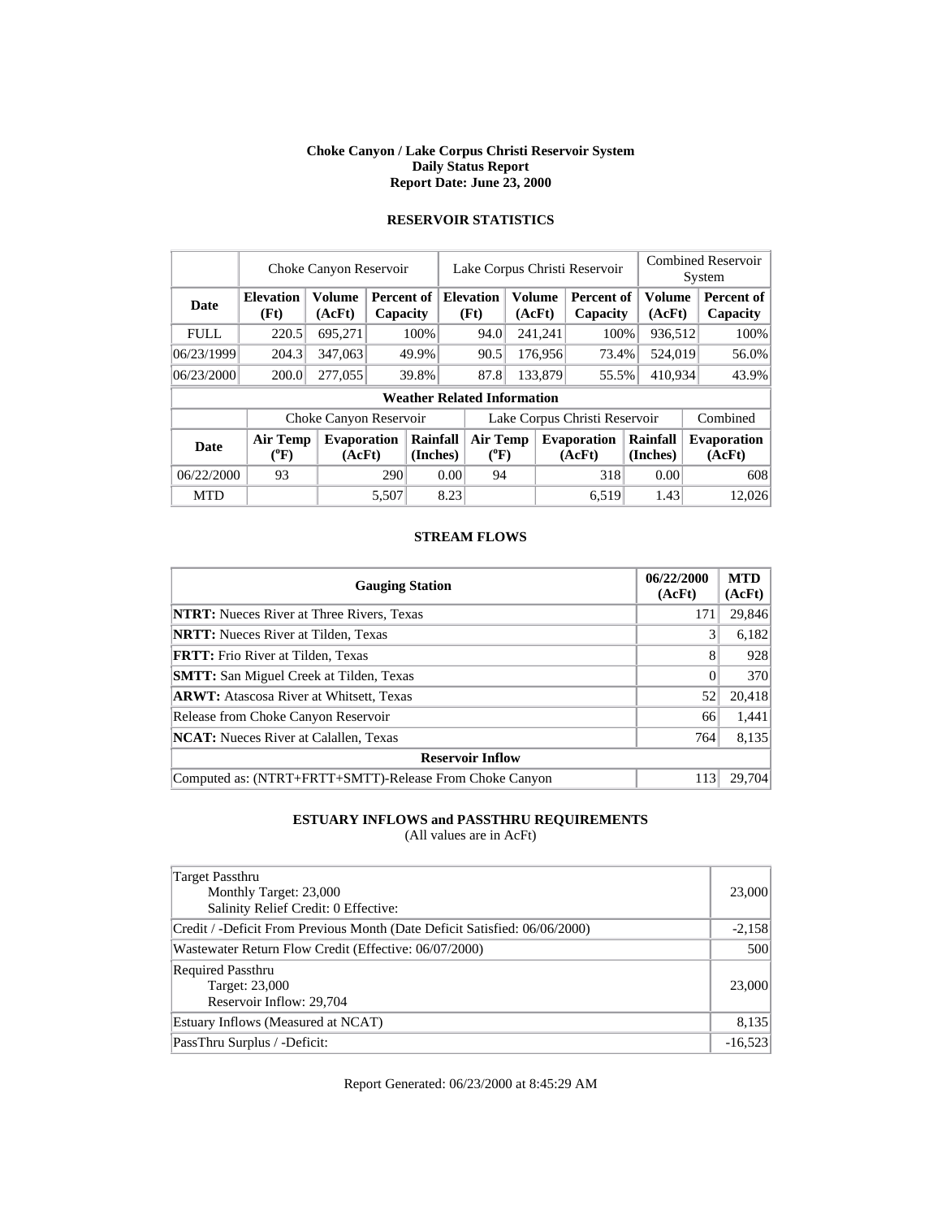# Choke Canyon / Lake Corpus Christi Reservoir System
## Daily Status Report
## Report Date: June 23, 2000

### RESERVOIR STATISTICS

| | Choke Canyon Reservoir | | | Lake Corpus Christi Reservoir | | | Combined Reservoir System | |
|---|---|---|---|---|---|---|---|---|
| **Date** | **Elevation (Ft)** | **Volume (AcFt)** | **Percent of Capacity** | **Elevation (Ft)** | **Volume (AcFt)** | **Percent of Capacity** | **Volume (AcFt)** | **Percent of Capacity** |
| FULL | 220.5 | 695,271 | 100% | 94.0 | 241,241 | 100% | 936,512 | 100% |
| 06/23/1999 | 204.3 | 347,063 | 49.9% | 90.5 | 176,956 | 73.4% | 524,019 | 56.0% |
| 06/23/2000 | 200.0 | 277,055 | 39.8% | 87.8 | 133,879 | 55.5% | 410,934 | 43.9% |

**Weather Related Information**

| | Choke Canyon Reservoir | | | Lake Corpus Christi Reservoir | | | Combined |
|---|---|---|---|---|---|---|---|
| **Date** | **Air Temp (°F)** | **Evaporation (AcFt)** | **Rainfall (Inches)** | **Air Temp (°F)** | **Evaporation (AcFt)** | **Rainfall (Inches)** | **Evaporation (AcFt)** |
| 06/22/2000 | 93 | 290 | 0.00 | 94 | 318 | 0.00 | 608 |
| MTD | | 5,507 | 8.23 | | 6,519 | 1.43 | 12,026 |

### STREAM FLOWS

| Gauging Station | 06/22/2000 (AcFt) | MTD (AcFt) |
|---|---|---|
| **NTRT:** Nueces River at Three Rivers, Texas | 171 | 29,846 |
| **NRTT:** Nueces River at Tilden, Texas | 3 | 6,182 |
| **FRTT:** Frio River at Tilden, Texas | 8 | 928 |
| **SMTT:** San Miguel Creek at Tilden, Texas | 0 | 370 |
| **ARWT:** Atascosa River at Whitsett, Texas | 52 | 20,418 |
| Release from Choke Canyon Reservoir | 66 | 1,441 |
| **NCAT:** Nueces River at Calallen, Texas | 764 | 8,135 |
| **Reservoir Inflow** | | |
| Computed as: (NTRT+FRTT+SMTT)-Release From Choke Canyon | 113 | 29,704 |

### ESTUARY INFLOWS and PASSTHRU REQUIREMENTS
(All values are in AcFt)

| | |
|---|---|
| Target Passthru<br>Monthly Target: 23,000<br>Salinity Relief Credit: 0 Effective: | 23,000 |
| Credit / -Deficit From Previous Month (Date Deficit Satisfied: 06/06/2000) | -2,158 |
| Wastewater Return Flow Credit (Effective: 06/07/2000) | 500 |
| Required Passthru<br>Target: 23,000<br>Reservoir Inflow: 29,704 | 23,000 |
| Estuary Inflows (Measured at NCAT) | 8,135 |
| PassThru Surplus / -Deficit: | -16,523 |

Report Generated: 06/23/2000 at 8:45:29 AM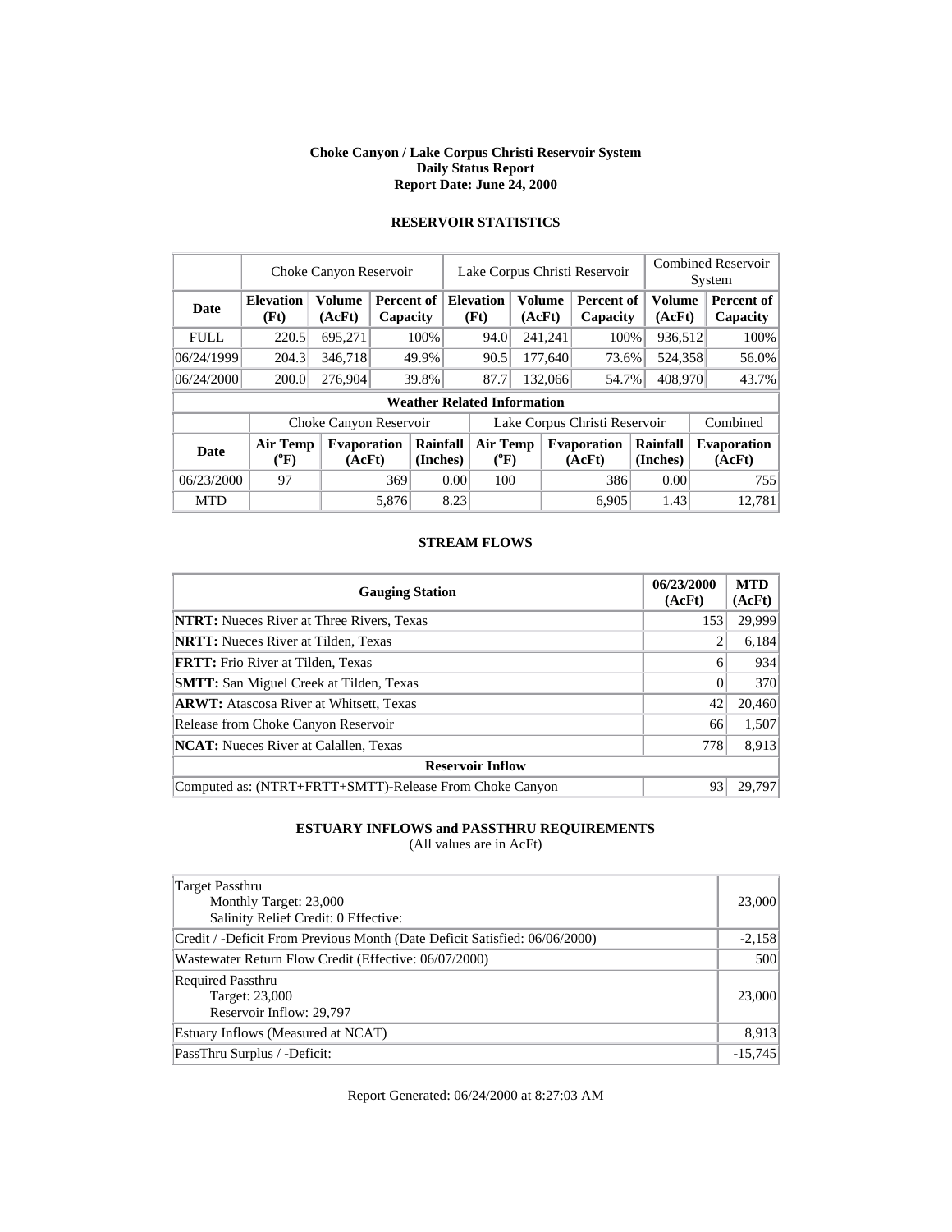**Choke Canyon / Lake Corpus Christi Reservoir System**
**Daily Status Report**
**Report Date: June 24, 2000**

## RESERVOIR STATISTICS

| | Choke Canyon Reservoir | | | Lake Corpus Christi Reservoir | | | Combined Reservoir System | |
|---|---|---|---|---|---|---|---|---|
| **Date** | **Elevation (Ft)** | **Volume (AcFt)** | **Percent of Capacity** | **Elevation (Ft)** | **Volume (AcFt)** | **Percent of Capacity** | **Volume (AcFt)** | **Percent of Capacity** |
| FULL | 220.5 | 695,271 | 100% | 94.0 | 241,241 | 100% | 936,512 | 100% |
| 06/24/1999 | 204.3 | 346,718 | 49.9% | 90.5 | 177,640 | 73.6% | 524,358 | 56.0% |
| 06/24/2000 | 200.0 | 276,904 | 39.8% | 87.7 | 132,066 | 54.7% | 408,970 | 43.7% |

**Weather Related Information**

| | Choke Canyon Reservoir | | | Lake Corpus Christi Reservoir | | | Combined |
|---|---|---|---|---|---|---|---|
| **Date** | **Air Temp (°F)** | **Evaporation (AcFt)** | **Rainfall (Inches)** | **Air Temp (°F)** | **Evaporation (AcFt)** | **Rainfall (Inches)** | **Evaporation (AcFt)** |
| 06/23/2000 | 97 | 369 | 0.00 | 100 | 386 | 0.00 | 755 |
| MTD | | 5,876 | 8.23 | | 6,905 | 1.43 | 12,781 |

## STREAM FLOWS

| Gauging Station | 06/23/2000 (AcFt) | MTD (AcFt) |
|---|---|---|
| **NTRT:** Nueces River at Three Rivers, Texas | 153 | 29,999 |
| **NRTT:** Nueces River at Tilden, Texas | 2 | 6,184 |
| **FRTT:** Frio River at Tilden, Texas | 6 | 934 |
| **SMTT:** San Miguel Creek at Tilden, Texas | 0 | 370 |
| **ARWT:** Atascosa River at Whitsett, Texas | 42 | 20,460 |
| Release from Choke Canyon Reservoir | 66 | 1,507 |
| **NCAT:** Nueces River at Calallen, Texas | 778 | 8,913 |
| **Reservoir Inflow** | | |
| Computed as: (NTRT+FRTT+SMTT)-Release From Choke Canyon | 93 | 29,797 |

## ESTUARY INFLOWS and PASSTHRU REQUIREMENTS

(All values are in AcFt)

| | |
|---|---|
| Target Passthru<br>Monthly Target: 23,000<br>Salinity Relief Credit: 0 Effective: | 23,000 |
| Credit / -Deficit From Previous Month (Date Deficit Satisfied: 06/06/2000) | -2,158 |
| Wastewater Return Flow Credit (Effective: 06/07/2000) | 500 |
| Required Passthru<br>Target: 23,000<br>Reservoir Inflow: 29,797 | 23,000 |
| Estuary Inflows (Measured at NCAT) | 8,913 |
| PassThru Surplus / -Deficit: | -15,745 |

Report Generated: 06/24/2000 at 8:27:03 AM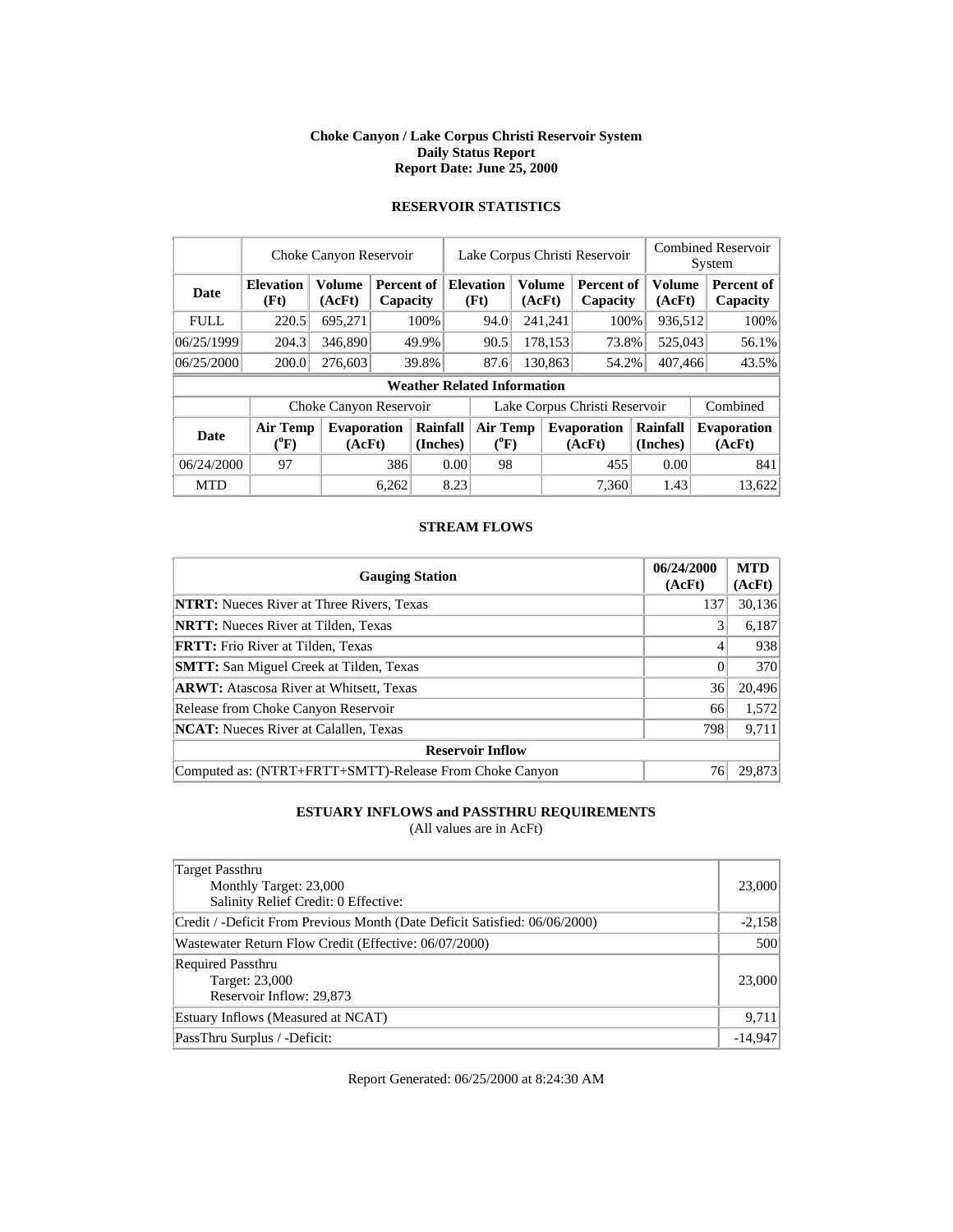# Choke Canyon / Lake Corpus Christi Reservoir System
## Daily Status Report
## Report Date: June 25, 2000

### RESERVOIR STATISTICS

| | Choke Canyon Reservoir | | | Lake Corpus Christi Reservoir | | | Combined Reservoir System | |
|---|---|---|---|---|---|---|---|---|
| **Date** | **Elevation (Ft)** | **Volume (AcFt)** | **Percent of Capacity** | **Elevation (Ft)** | **Volume (AcFt)** | **Percent of Capacity** | **Volume (AcFt)** | **Percent of Capacity** |
| FULL | 220.5 | 695,271 | 100% | 94.0 | 241,241 | 100% | 936,512 | 100% |
| 06/25/1999 | 204.3 | 346,890 | 49.9% | 90.5 | 178,153 | 73.8% | 525,043 | 56.1% |
| 06/25/2000 | 200.0 | 276,603 | 39.8% | 87.6 | 130,863 | 54.2% | 407,466 | 43.5% |

**Weather Related Information**

| | Choke Canyon Reservoir | | | Lake Corpus Christi Reservoir | | | Combined |
|---|---|---|---|---|---|---|---|
| **Date** | **Air Temp (°F)** | **Evaporation (AcFt)** | **Rainfall (Inches)** | **Air Temp (°F)** | **Evaporation (AcFt)** | **Rainfall (Inches)** | **Evaporation (AcFt)** |
| 06/24/2000 | 97 | 386 | 0.00 | 98 | 455 | 0.00 | 841 |
| MTD | | 6,262 | 8.23 | | 7,360 | 1.43 | 13,622 |

### STREAM FLOWS

| Gauging Station | 06/24/2000 (AcFt) | MTD (AcFt) |
|---|---|---|
| **NTRT:** Nueces River at Three Rivers, Texas | 137 | 30,136 |
| **NRTT:** Nueces River at Tilden, Texas | 3 | 6,187 |
| **FRTT:** Frio River at Tilden, Texas | 4 | 938 |
| **SMTT:** San Miguel Creek at Tilden, Texas | 0 | 370 |
| **ARWT:** Atascosa River at Whitsett, Texas | 36 | 20,496 |
| Release from Choke Canyon Reservoir | 66 | 1,572 |
| **NCAT:** Nueces River at Calallen, Texas | 798 | 9,711 |
| **Reservoir Inflow** | | |
| Computed as: (NTRT+FRTT+SMTT)-Release From Choke Canyon | 76 | 29,873 |

### ESTUARY INFLOWS and PASSTHRU REQUIREMENTS
(All values are in AcFt)

| | |
|---|---|
| Target Passthru<br>Monthly Target: 23,000<br>Salinity Relief Credit: 0 Effective: | 23,000 |
| Credit / -Deficit From Previous Month (Date Deficit Satisfied: 06/06/2000) | -2,158 |
| Wastewater Return Flow Credit (Effective: 06/07/2000) | 500 |
| Required Passthru<br>Target: 23,000<br>Reservoir Inflow: 29,873 | 23,000 |
| Estuary Inflows (Measured at NCAT) | 9,711 |
| PassThru Surplus / -Deficit: | -14,947 |

Report Generated: 06/25/2000 at 8:24:30 AM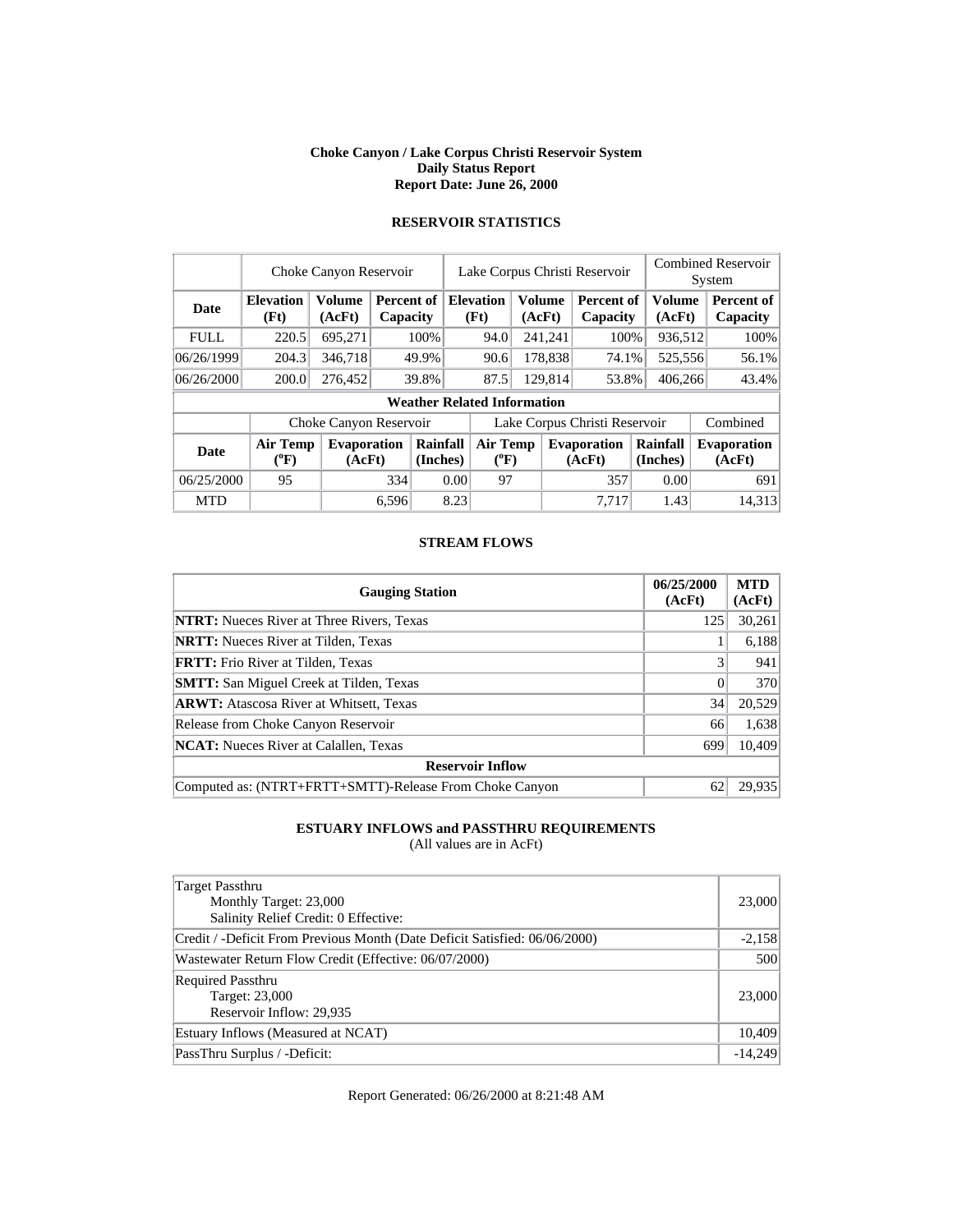**Choke Canyon / Lake Corpus Christi Reservoir System**
**Daily Status Report**
**Report Date: June 26, 2000**

## RESERVOIR STATISTICS

| | Choke Canyon Reservoir | | | Lake Corpus Christi Reservoir | | | Combined Reservoir System | |
|---|---|---|---|---|---|---|---|---|
| **Date** | **Elevation (Ft)** | **Volume (AcFt)** | **Percent of Capacity** | **Elevation (Ft)** | **Volume (AcFt)** | **Percent of Capacity** | **Volume (AcFt)** | **Percent of Capacity** |
| FULL | 220.5 | 695,271 | 100% | 94.0 | 241,241 | 100% | 936,512 | 100% |
| 06/26/1999 | 204.3 | 346,718 | 49.9% | 90.6 | 178,838 | 74.1% | 525,556 | 56.1% |
| 06/26/2000 | 200.0 | 276,452 | 39.8% | 87.5 | 129,814 | 53.8% | 406,266 | 43.4% |

**Weather Related Information**

| | Choke Canyon Reservoir | | | Lake Corpus Christi Reservoir | | | Combined |
|---|---|---|---|---|---|---|---|
| **Date** | **Air Temp (°F)** | **Evaporation (AcFt)** | **Rainfall (Inches)** | **Air Temp (°F)** | **Evaporation (AcFt)** | **Rainfall (Inches)** | **Evaporation (AcFt)** |
| 06/25/2000 | 95 | 334 | 0.00 | 97 | 357 | 0.00 | 691 |
| MTD | | 6,596 | 8.23 | | 7,717 | 1.43 | 14,313 |

## STREAM FLOWS

| Gauging Station | 06/25/2000 (AcFt) | MTD (AcFt) |
|---|---|---|
| **NTRT:** Nueces River at Three Rivers, Texas | 125 | 30,261 |
| **NRTT:** Nueces River at Tilden, Texas | 1 | 6,188 |
| **FRTT:** Frio River at Tilden, Texas | 3 | 941 |
| **SMTT:** San Miguel Creek at Tilden, Texas | 0 | 370 |
| **ARWT:** Atascosa River at Whitsett, Texas | 34 | 20,529 |
| Release from Choke Canyon Reservoir | 66 | 1,638 |
| **NCAT:** Nueces River at Calallen, Texas | 699 | 10,409 |
| **Reservoir Inflow** | | |
| Computed as: (NTRT+FRTT+SMTT)-Release From Choke Canyon | 62 | 29,935 |

## ESTUARY INFLOWS and PASSTHRU REQUIREMENTS

(All values are in AcFt)

| | |
|---|---|
| Target Passthru<br>Monthly Target: 23,000<br>Salinity Relief Credit: 0 Effective: | 23,000 |
| Credit / -Deficit From Previous Month (Date Deficit Satisfied: 06/06/2000) | -2,158 |
| Wastewater Return Flow Credit (Effective: 06/07/2000) | 500 |
| Required Passthru<br>Target: 23,000<br>Reservoir Inflow: 29,935 | 23,000 |
| Estuary Inflows (Measured at NCAT) | 10,409 |
| PassThru Surplus / -Deficit: | -14,249 |

Report Generated: 06/26/2000 at 8:21:48 AM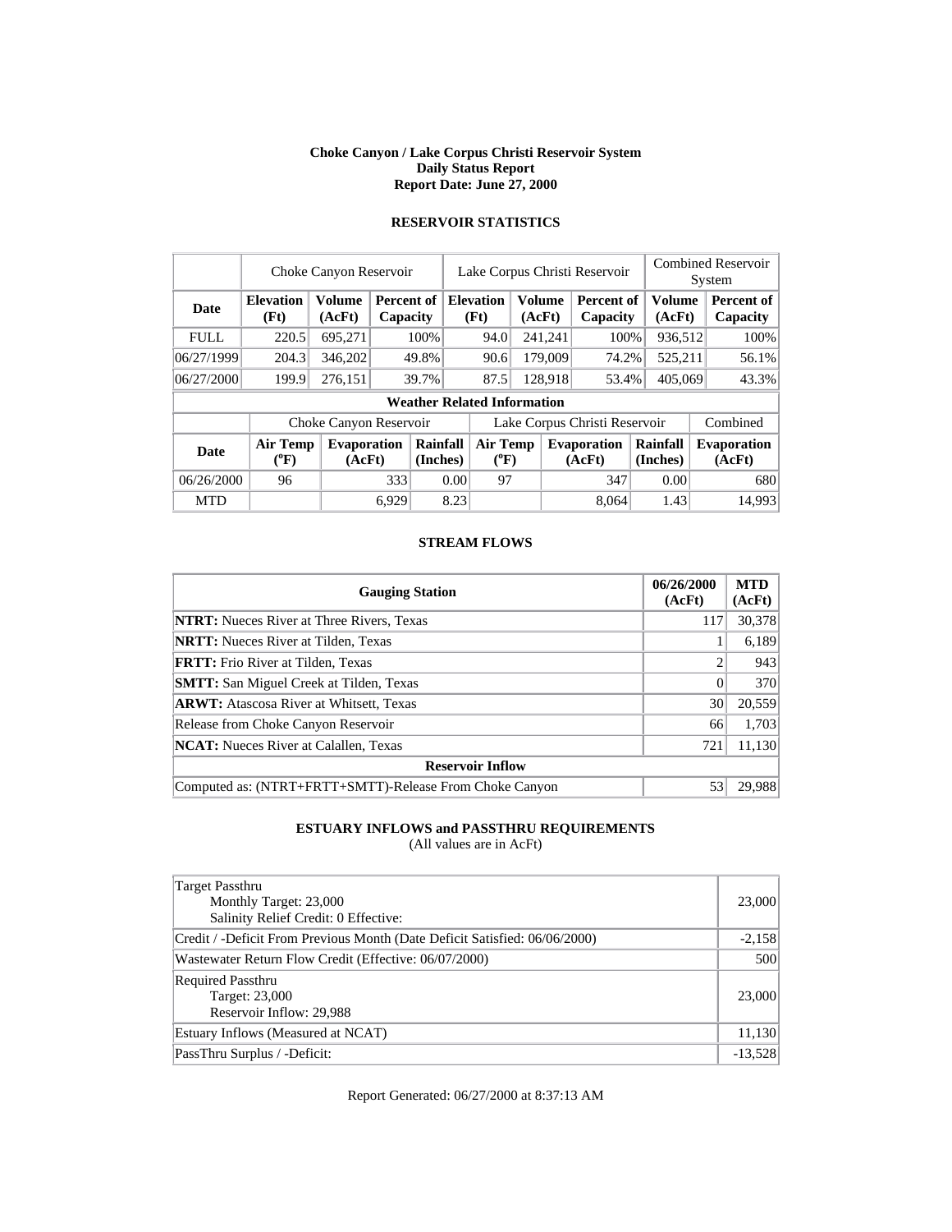**Choke Canyon / Lake Corpus Christi Reservoir System**
**Daily Status Report**
**Report Date: June 27, 2000**

## RESERVOIR STATISTICS

| | Choke Canyon Reservoir | | | Lake Corpus Christi Reservoir | | | Combined Reservoir System | |
|---|---|---|---|---|---|---|---|---|
| **Date** | **Elevation (Ft)** | **Volume (AcFt)** | **Percent of Capacity** | **Elevation (Ft)** | **Volume (AcFt)** | **Percent of Capacity** | **Volume (AcFt)** | **Percent of Capacity** |
| FULL | 220.5 | 695,271 | 100% | 94.0 | 241,241 | 100% | 936,512 | 100% |
| 06/27/1999 | 204.3 | 346,202 | 49.8% | 90.6 | 179,009 | 74.2% | 525,211 | 56.1% |
| 06/27/2000 | 199.9 | 276,151 | 39.7% | 87.5 | 128,918 | 53.4% | 405,069 | 43.3% |

**Weather Related Information**

| | Choke Canyon Reservoir | | | Lake Corpus Christi Reservoir | | | Combined |
|---|---|---|---|---|---|---|---|
| **Date** | **Air Temp (°F)** | **Evaporation (AcFt)** | **Rainfall (Inches)** | **Air Temp (°F)** | **Evaporation (AcFt)** | **Rainfall (Inches)** | **Evaporation (AcFt)** |
| 06/26/2000 | 96 | 333 | 0.00 | 97 | 347 | 0.00 | 680 |
| MTD | | 6,929 | 8.23 | | 8,064 | 1.43 | 14,993 |

## STREAM FLOWS

| Gauging Station | 06/26/2000 (AcFt) | MTD (AcFt) |
|---|---|---|
| **NTRT:** Nueces River at Three Rivers, Texas | 117 | 30,378 |
| **NRTT:** Nueces River at Tilden, Texas | 1 | 6,189 |
| **FRTT:** Frio River at Tilden, Texas | 2 | 943 |
| **SMTT:** San Miguel Creek at Tilden, Texas | 0 | 370 |
| **ARWT:** Atascosa River at Whitsett, Texas | 30 | 20,559 |
| Release from Choke Canyon Reservoir | 66 | 1,703 |
| **NCAT:** Nueces River at Calallen, Texas | 721 | 11,130 |
| **Reservoir Inflow** | | |
| Computed as: (NTRT+FRTT+SMTT)-Release From Choke Canyon | 53 | 29,988 |

## ESTUARY INFLOWS and PASSTHRU REQUIREMENTS

(All values are in AcFt)

| | |
|---|---|
| Target Passthru<br>Monthly Target: 23,000<br>Salinity Relief Credit: 0 Effective: | 23,000 |
| Credit / -Deficit From Previous Month (Date Deficit Satisfied: 06/06/2000) | -2,158 |
| Wastewater Return Flow Credit (Effective: 06/07/2000) | 500 |
| Required Passthru<br>Target: 23,000<br>Reservoir Inflow: 29,988 | 23,000 |
| Estuary Inflows (Measured at NCAT) | 11,130 |
| PassThru Surplus / -Deficit: | -13,528 |

Report Generated: 06/27/2000 at 8:37:13 AM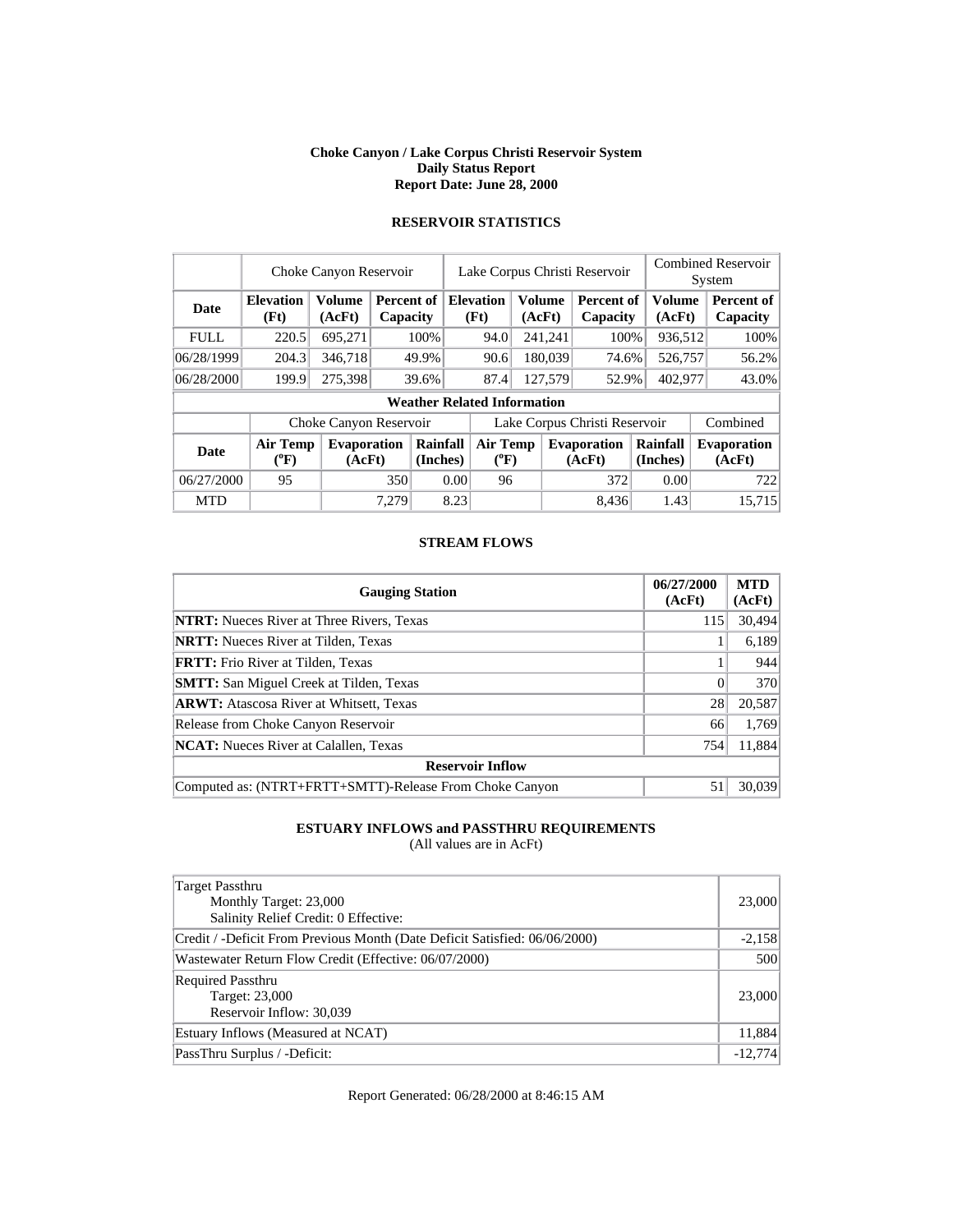# Choke Canyon / Lake Corpus Christi Reservoir System
## Daily Status Report
## Report Date: June 28, 2000

### RESERVOIR STATISTICS

| | Choke Canyon Reservoir | | | Lake Corpus Christi Reservoir | | | Combined Reservoir System | |
|---|---|---|---|---|---|---|---|---|
| **Date** | **Elevation (Ft)** | **Volume (AcFt)** | **Percent of Capacity** | **Elevation (Ft)** | **Volume (AcFt)** | **Percent of Capacity** | **Volume (AcFt)** | **Percent of Capacity** |
| FULL | 220.5 | 695,271 | 100% | 94.0 | 241,241 | 100% | 936,512 | 100% |
| 06/28/1999 | 204.3 | 346,718 | 49.9% | 90.6 | 180,039 | 74.6% | 526,757 | 56.2% |
| 06/28/2000 | 199.9 | 275,398 | 39.6% | 87.4 | 127,579 | 52.9% | 402,977 | 43.0% |

**Weather Related Information**

| | Choke Canyon Reservoir | | | Lake Corpus Christi Reservoir | | | Combined |
|---|---|---|---|---|---|---|---|
| **Date** | **Air Temp (°F)** | **Evaporation (AcFt)** | **Rainfall (Inches)** | **Air Temp (°F)** | **Evaporation (AcFt)** | **Rainfall (Inches)** | **Evaporation (AcFt)** |
| 06/27/2000 | 95 | 350 | 0.00 | 96 | 372 | 0.00 | 722 |
| MTD | | 7,279 | 8.23 | | 8,436 | 1.43 | 15,715 |

### STREAM FLOWS

| Gauging Station | 06/27/2000 (AcFt) | MTD (AcFt) |
|---|---|---|
| **NTRT:** Nueces River at Three Rivers, Texas | 115 | 30,494 |
| **NRTT:** Nueces River at Tilden, Texas | 1 | 6,189 |
| **FRTT:** Frio River at Tilden, Texas | 1 | 944 |
| **SMTT:** San Miguel Creek at Tilden, Texas | 0 | 370 |
| **ARWT:** Atascosa River at Whitsett, Texas | 28 | 20,587 |
| Release from Choke Canyon Reservoir | 66 | 1,769 |
| **NCAT:** Nueces River at Calallen, Texas | 754 | 11,884 |
| **Reservoir Inflow** | | |
| Computed as: (NTRT+FRTT+SMTT)-Release From Choke Canyon | 51 | 30,039 |

### ESTUARY INFLOWS and PASSTHRU REQUIREMENTS
(All values are in AcFt)

| | |
|---|---|
| Target Passthru<br>Monthly Target: 23,000<br>Salinity Relief Credit: 0 Effective: | 23,000 |
| Credit / -Deficit From Previous Month (Date Deficit Satisfied: 06/06/2000) | -2,158 |
| Wastewater Return Flow Credit (Effective: 06/07/2000) | 500 |
| Required Passthru<br>Target: 23,000<br>Reservoir Inflow: 30,039 | 23,000 |
| Estuary Inflows (Measured at NCAT) | 11,884 |
| PassThru Surplus / -Deficit: | -12,774 |

Report Generated: 06/28/2000 at 8:46:15 AM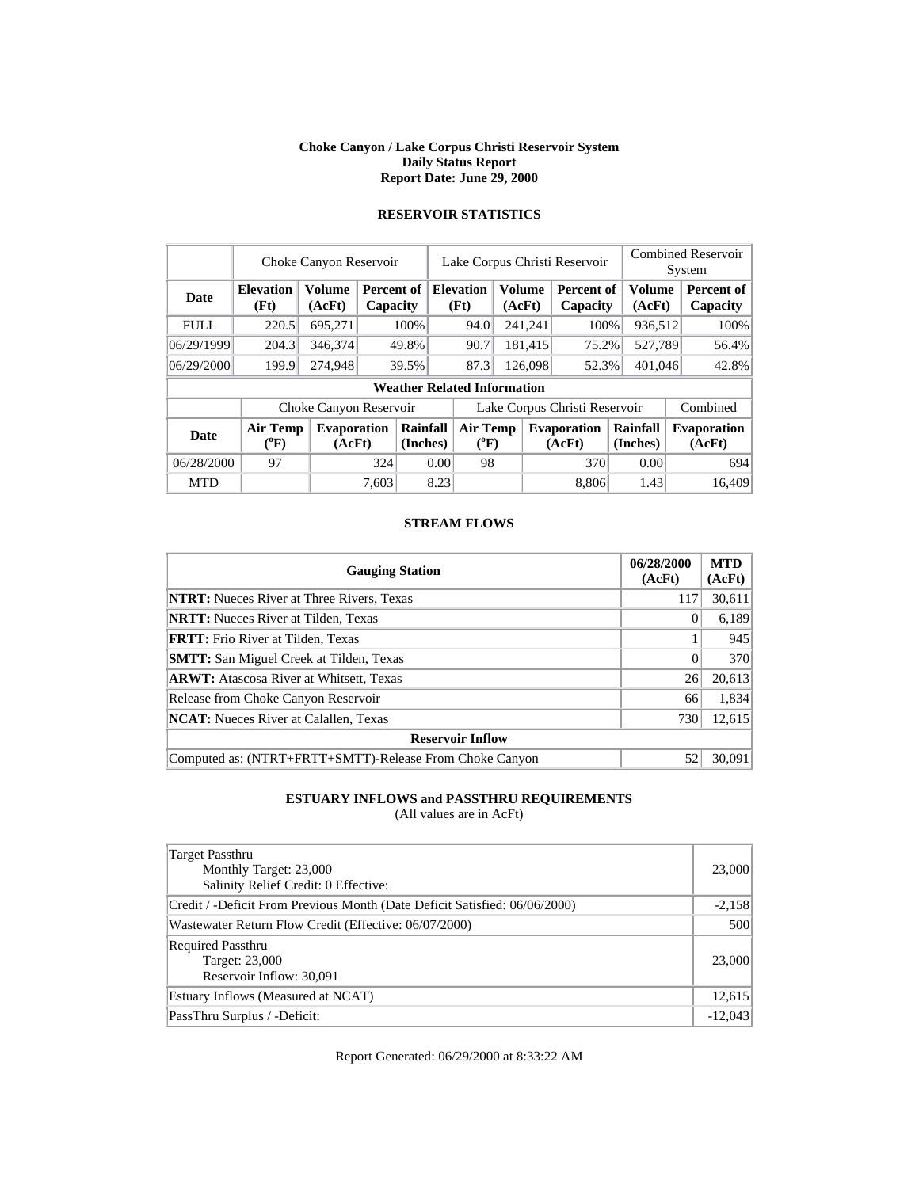**Choke Canyon / Lake Corpus Christi Reservoir System**
**Daily Status Report**
**Report Date: June 29, 2000**

## RESERVOIR STATISTICS

| | Choke Canyon Reservoir | | | Lake Corpus Christi Reservoir | | | Combined Reservoir System | |
|---|---|---|---|---|---|---|---|---|
| **Date** | **Elevation (Ft)** | **Volume (AcFt)** | **Percent of Capacity** | **Elevation (Ft)** | **Volume (AcFt)** | **Percent of Capacity** | **Volume (AcFt)** | **Percent of Capacity** |
| FULL | 220.5 | 695,271 | 100% | 94.0 | 241,241 | 100% | 936,512 | 100% |
| 06/29/1999 | 204.3 | 346,374 | 49.8% | 90.7 | 181,415 | 75.2% | 527,789 | 56.4% |
| 06/29/2000 | 199.9 | 274,948 | 39.5% | 87.3 | 126,098 | 52.3% | 401,046 | 42.8% |

**Weather Related Information**

| | Choke Canyon Reservoir | | | Lake Corpus Christi Reservoir | | | Combined |
|---|---|---|---|---|---|---|---|
| **Date** | **Air Temp (°F)** | **Evaporation (AcFt)** | **Rainfall (Inches)** | **Air Temp (°F)** | **Evaporation (AcFt)** | **Rainfall (Inches)** | **Evaporation (AcFt)** |
| 06/28/2000 | 97 | 324 | 0.00 | 98 | 370 | 0.00 | 694 |
| MTD | | 7,603 | 8.23 | | 8,806 | 1.43 | 16,409 |

## STREAM FLOWS

| Gauging Station | 06/28/2000 (AcFt) | MTD (AcFt) |
|---|---|---|
| **NTRT:** Nueces River at Three Rivers, Texas | 117 | 30,611 |
| **NRTT:** Nueces River at Tilden, Texas | 0 | 6,189 |
| **FRTT:** Frio River at Tilden, Texas | 1 | 945 |
| **SMTT:** San Miguel Creek at Tilden, Texas | 0 | 370 |
| **ARWT:** Atascosa River at Whitsett, Texas | 26 | 20,613 |
| Release from Choke Canyon Reservoir | 66 | 1,834 |
| **NCAT:** Nueces River at Calallen, Texas | 730 | 12,615 |
| **Reservoir Inflow** | | |
| Computed as: (NTRT+FRTT+SMTT)-Release From Choke Canyon | 52 | 30,091 |

## ESTUARY INFLOWS and PASSTHRU REQUIREMENTS

(All values are in AcFt)

| | |
|---|---|
| Target Passthru<br>Monthly Target: 23,000<br>Salinity Relief Credit: 0 Effective: | 23,000 |
| Credit / -Deficit From Previous Month (Date Deficit Satisfied: 06/06/2000) | -2,158 |
| Wastewater Return Flow Credit (Effective: 06/07/2000) | 500 |
| Required Passthru<br>Target: 23,000<br>Reservoir Inflow: 30,091 | 23,000 |
| Estuary Inflows (Measured at NCAT) | 12,615 |
| PassThru Surplus / -Deficit: | -12,043 |

Report Generated: 06/29/2000 at 8:33:22 AM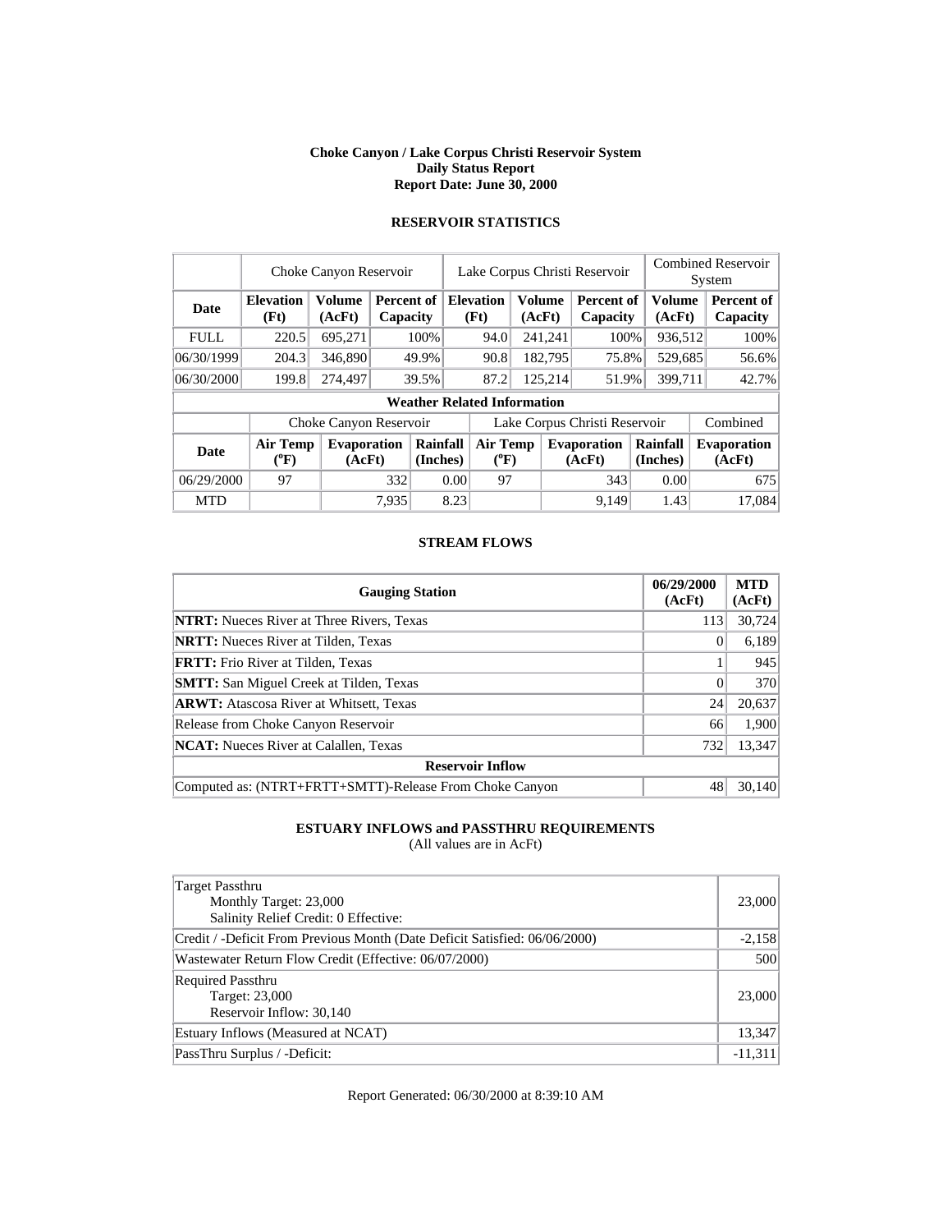**Choke Canyon / Lake Corpus Christi Reservoir System**
**Daily Status Report**
**Report Date: June 30, 2000**

## RESERVOIR STATISTICS

| | Choke Canyon Reservoir | | | Lake Corpus Christi Reservoir | | | Combined Reservoir System | |
|---|---|---|---|---|---|---|---|---|
| **Date** | **Elevation (Ft)** | **Volume (AcFt)** | **Percent of Capacity** | **Elevation (Ft)** | **Volume (AcFt)** | **Percent of Capacity** | **Volume (AcFt)** | **Percent of Capacity** |
| FULL | 220.5 | 695,271 | 100% | 94.0 | 241,241 | 100% | 936,512 | 100% |
| 06/30/1999 | 204.3 | 346,890 | 49.9% | 90.8 | 182,795 | 75.8% | 529,685 | 56.6% |
| 06/30/2000 | 199.8 | 274,497 | 39.5% | 87.2 | 125,214 | 51.9% | 399,711 | 42.7% |

**Weather Related Information**

| | Choke Canyon Reservoir | | | Lake Corpus Christi Reservoir | | | Combined |
|---|---|---|---|---|---|---|---|
| **Date** | **Air Temp (°F)** | **Evaporation (AcFt)** | **Rainfall (Inches)** | **Air Temp (°F)** | **Evaporation (AcFt)** | **Rainfall (Inches)** | **Evaporation (AcFt)** |
| 06/29/2000 | 97 | 332 | 0.00 | 97 | 343 | 0.00 | 675 |
| MTD | | 7,935 | 8.23 | | 9,149 | 1.43 | 17,084 |

## STREAM FLOWS

| Gauging Station | 06/29/2000 (AcFt) | MTD (AcFt) |
|---|---|---|
| **NTRT:** Nueces River at Three Rivers, Texas | 113 | 30,724 |
| **NRTT:** Nueces River at Tilden, Texas | 0 | 6,189 |
| **FRTT:** Frio River at Tilden, Texas | 1 | 945 |
| **SMTT:** San Miguel Creek at Tilden, Texas | 0 | 370 |
| **ARWT:** Atascosa River at Whitsett, Texas | 24 | 20,637 |
| Release from Choke Canyon Reservoir | 66 | 1,900 |
| **NCAT:** Nueces River at Calallen, Texas | 732 | 13,347 |
| **Reservoir Inflow** | | |
| Computed as: (NTRT+FRTT+SMTT)-Release From Choke Canyon | 48 | 30,140 |

## ESTUARY INFLOWS and PASSTHRU REQUIREMENTS

(All values are in AcFt)

| | |
|---|---|
| Target Passthru<br>Monthly Target: 23,000<br>Salinity Relief Credit: 0 Effective: | 23,000 |
| Credit / -Deficit From Previous Month (Date Deficit Satisfied: 06/06/2000) | -2,158 |
| Wastewater Return Flow Credit (Effective: 06/07/2000) | 500 |
| Required Passthru<br>Target: 23,000<br>Reservoir Inflow: 30,140 | 23,000 |
| Estuary Inflows (Measured at NCAT) | 13,347 |
| PassThru Surplus / -Deficit: | -11,311 |

Report Generated: 06/30/2000 at 8:39:10 AM